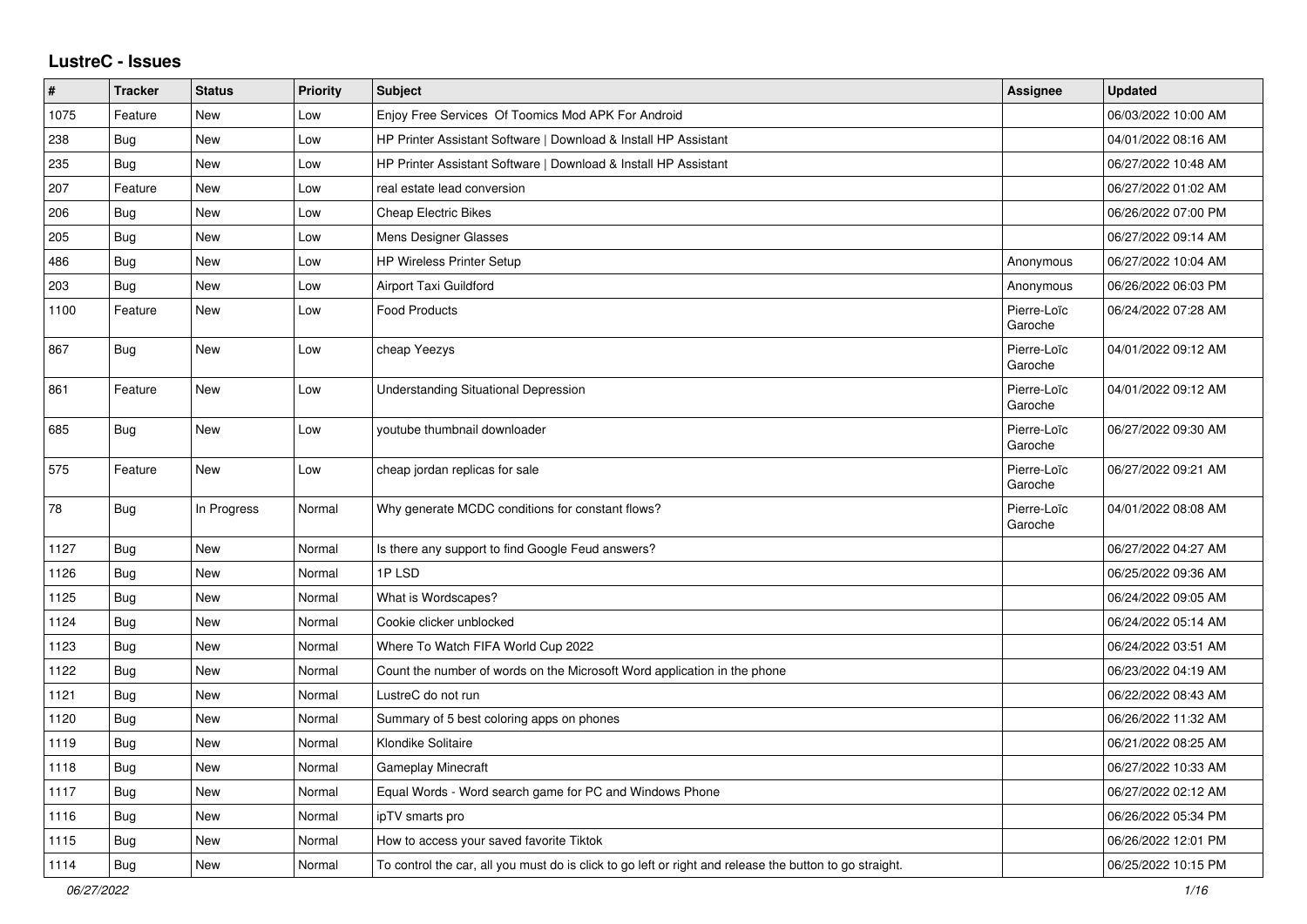## LustreC - Issues

| # | Tracker | Status | Priority | Subject | Assignee | Updated |
|---|---|---|---|---|---|---|
| 1075 | Feature | New | Low | Enjoy Free Services Of Toomics Mod APK For Android | | 06/03/2022 10:00 AM |
| 238 | Bug | New | Low | HP Printer Assistant Software \| Download & Install HP Assistant | | 04/01/2022 08:16 AM |
| 235 | Bug | New | Low | HP Printer Assistant Software \| Download & Install HP Assistant | | 06/27/2022 10:48 AM |
| 207 | Feature | New | Low | real estate lead conversion | | 06/27/2022 01:02 AM |
| 206 | Bug | New | Low | Cheap Electric Bikes | | 06/26/2022 07:00 PM |
| 205 | Bug | New | Low | Mens Designer Glasses | | 06/27/2022 09:14 AM |
| 486 | Bug | New | Low | HP Wireless Printer Setup | Anonymous | 06/27/2022 10:04 AM |
| 203 | Bug | New | Low | Airport Taxi Guildford | Anonymous | 06/26/2022 06:03 PM |
| 1100 | Feature | New | Low | Food Products | Pierre-Loïc Garoche | 06/24/2022 07:28 AM |
| 867 | Bug | New | Low | cheap Yeezys | Pierre-Loïc Garoche | 04/01/2022 09:12 AM |
| 861 | Feature | New | Low | Understanding Situational Depression | Pierre-Loïc Garoche | 04/01/2022 09:12 AM |
| 685 | Bug | New | Low | youtube thumbnail downloader | Pierre-Loïc Garoche | 06/27/2022 09:30 AM |
| 575 | Feature | New | Low | cheap jordan replicas for sale | Pierre-Loïc Garoche | 06/27/2022 09:21 AM |
| 78 | Bug | In Progress | Normal | Why generate MCDC conditions for constant flows? | Pierre-Loïc Garoche | 04/01/2022 08:08 AM |
| 1127 | Bug | New | Normal | Is there any support to find Google Feud answers? | | 06/27/2022 04:27 AM |
| 1126 | Bug | New | Normal | 1P LSD | | 06/25/2022 09:36 AM |
| 1125 | Bug | New | Normal | What is Wordscapes? | | 06/24/2022 09:05 AM |
| 1124 | Bug | New | Normal | Cookie clicker unblocked | | 06/24/2022 05:14 AM |
| 1123 | Bug | New | Normal | Where To Watch FIFA World Cup 2022 | | 06/24/2022 03:51 AM |
| 1122 | Bug | New | Normal | Count the number of words on the Microsoft Word application in the phone | | 06/23/2022 04:19 AM |
| 1121 | Bug | New | Normal | LustreC do not run | | 06/22/2022 08:43 AM |
| 1120 | Bug | New | Normal | Summary of 5 best coloring apps on phones | | 06/26/2022 11:32 AM |
| 1119 | Bug | New | Normal | Klondike Solitaire | | 06/21/2022 08:25 AM |
| 1118 | Bug | New | Normal | Gameplay Minecraft | | 06/27/2022 10:33 AM |
| 1117 | Bug | New | Normal | Equal Words - Word search game for PC and Windows Phone | | 06/27/2022 02:12 AM |
| 1116 | Bug | New | Normal | ipTV smarts pro | | 06/26/2022 05:34 PM |
| 1115 | Bug | New | Normal | How to access your saved favorite Tiktok | | 06/26/2022 12:01 PM |
| 1114 | Bug | New | Normal | To control the car, all you must do is click to go left or right and release the button to go straight. | | 06/25/2022 10:15 PM |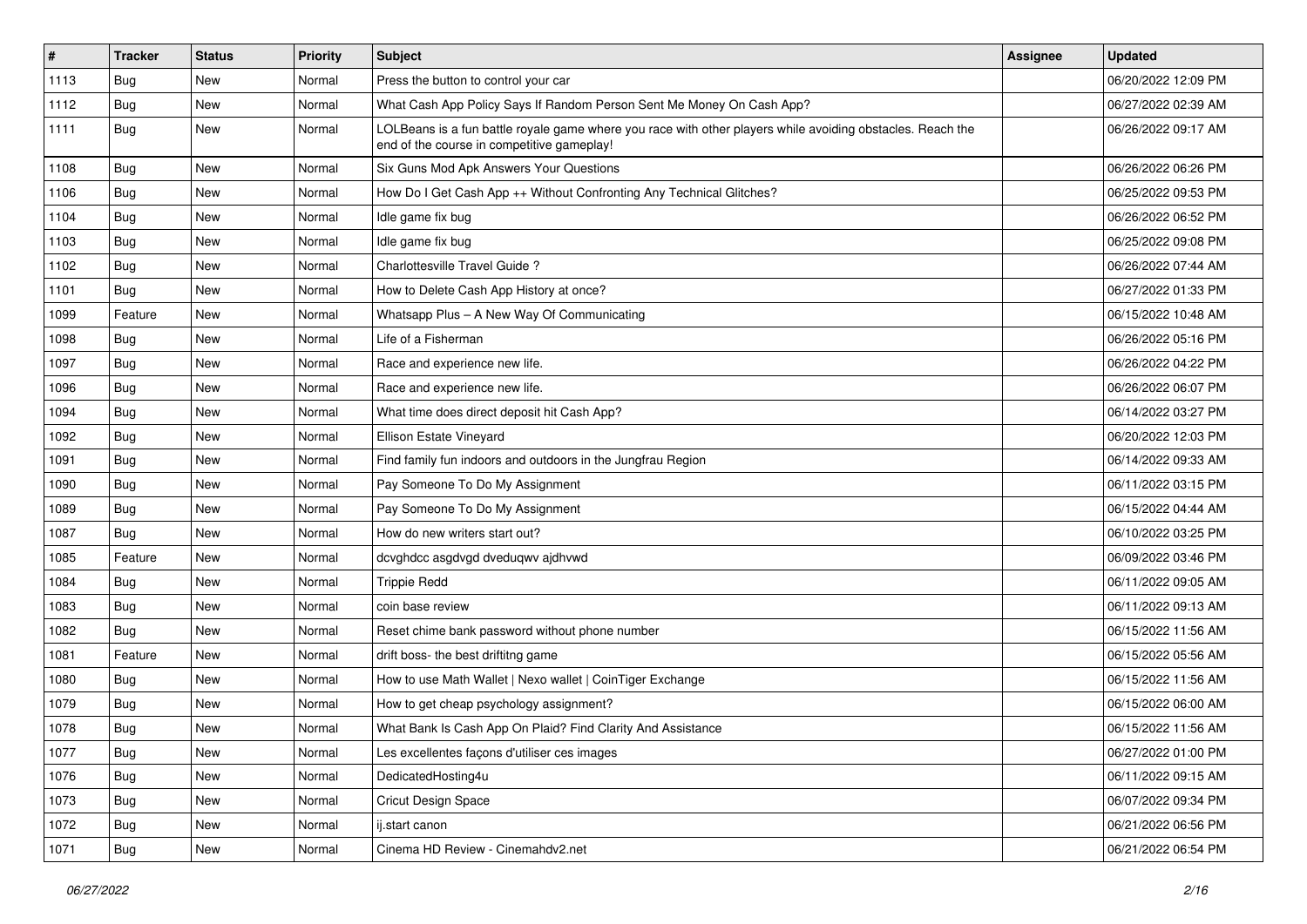| # | Tracker | Status | Priority | Subject | Assignee | Updated |
| --- | --- | --- | --- | --- | --- | --- |
| 1113 | Bug | New | Normal | Press the button to control your car | | 06/20/2022 12:09 PM |
| 1112 | Bug | New | Normal | What Cash App Policy Says If Random Person Sent Me Money On Cash App? | | 06/27/2022 02:39 AM |
| 1111 | Bug | New | Normal | LOLBeans is a fun battle royale game where you race with other players while avoiding obstacles. Reach the end of the course in competitive gameplay! | | 06/26/2022 09:17 AM |
| 1108 | Bug | New | Normal | Six Guns Mod Apk Answers Your Questions | | 06/26/2022 06:26 PM |
| 1106 | Bug | New | Normal | How Do I Get Cash App ++ Without Confronting Any Technical Glitches? | | 06/25/2022 09:53 PM |
| 1104 | Bug | New | Normal | Idle game fix bug | | 06/26/2022 06:52 PM |
| 1103 | Bug | New | Normal | Idle game fix bug | | 06/25/2022 09:08 PM |
| 1102 | Bug | New | Normal | Charlottesville Travel Guide ? | | 06/26/2022 07:44 AM |
| 1101 | Bug | New | Normal | How to Delete Cash App History at once? | | 06/27/2022 01:33 PM |
| 1099 | Feature | New | Normal | Whatsapp Plus – A New Way Of Communicating | | 06/15/2022 10:48 AM |
| 1098 | Bug | New | Normal | Life of a Fisherman | | 06/26/2022 05:16 PM |
| 1097 | Bug | New | Normal | Race and experience new life. | | 06/26/2022 04:22 PM |
| 1096 | Bug | New | Normal | Race and experience new life. | | 06/26/2022 06:07 PM |
| 1094 | Bug | New | Normal | What time does direct deposit hit Cash App? | | 06/14/2022 03:27 PM |
| 1092 | Bug | New | Normal | Ellison Estate Vineyard | | 06/20/2022 12:03 PM |
| 1091 | Bug | New | Normal | Find family fun indoors and outdoors in the Jungfrau Region | | 06/14/2022 09:33 AM |
| 1090 | Bug | New | Normal | Pay Someone To Do My Assignment | | 06/11/2022 03:15 PM |
| 1089 | Bug | New | Normal | Pay Someone To Do My Assignment | | 06/15/2022 04:44 AM |
| 1087 | Bug | New | Normal | How do new writers start out? | | 06/10/2022 03:25 PM |
| 1085 | Feature | New | Normal | dcvghdcc asgdvgd dveduqwv ajdhvwd | | 06/09/2022 03:46 PM |
| 1084 | Bug | New | Normal | Trippie Redd | | 06/11/2022 09:05 AM |
| 1083 | Bug | New | Normal | coin base review | | 06/11/2022 09:13 AM |
| 1082 | Bug | New | Normal | Reset chime bank password without phone number | | 06/15/2022 11:56 AM |
| 1081 | Feature | New | Normal | drift boss- the best driftitng game | | 06/15/2022 05:56 AM |
| 1080 | Bug | New | Normal | How to use Math Wallet \| Nexo wallet \| CoinTiger Exchange | | 06/15/2022 11:56 AM |
| 1079 | Bug | New | Normal | How to get cheap psychology assignment? | | 06/15/2022 06:00 AM |
| 1078 | Bug | New | Normal | What Bank Is Cash App On Plaid? Find Clarity And Assistance | | 06/15/2022 11:56 AM |
| 1077 | Bug | New | Normal | Les excellentes façons d'utiliser ces images | | 06/27/2022 01:00 PM |
| 1076 | Bug | New | Normal | DedicatedHosting4u | | 06/11/2022 09:15 AM |
| 1073 | Bug | New | Normal | Cricut Design Space | | 06/07/2022 09:34 PM |
| 1072 | Bug | New | Normal | ij.start canon | | 06/21/2022 06:56 PM |
| 1071 | Bug | New | Normal | Cinema HD Review - Cinemahdv2.net | | 06/21/2022 06:54 PM |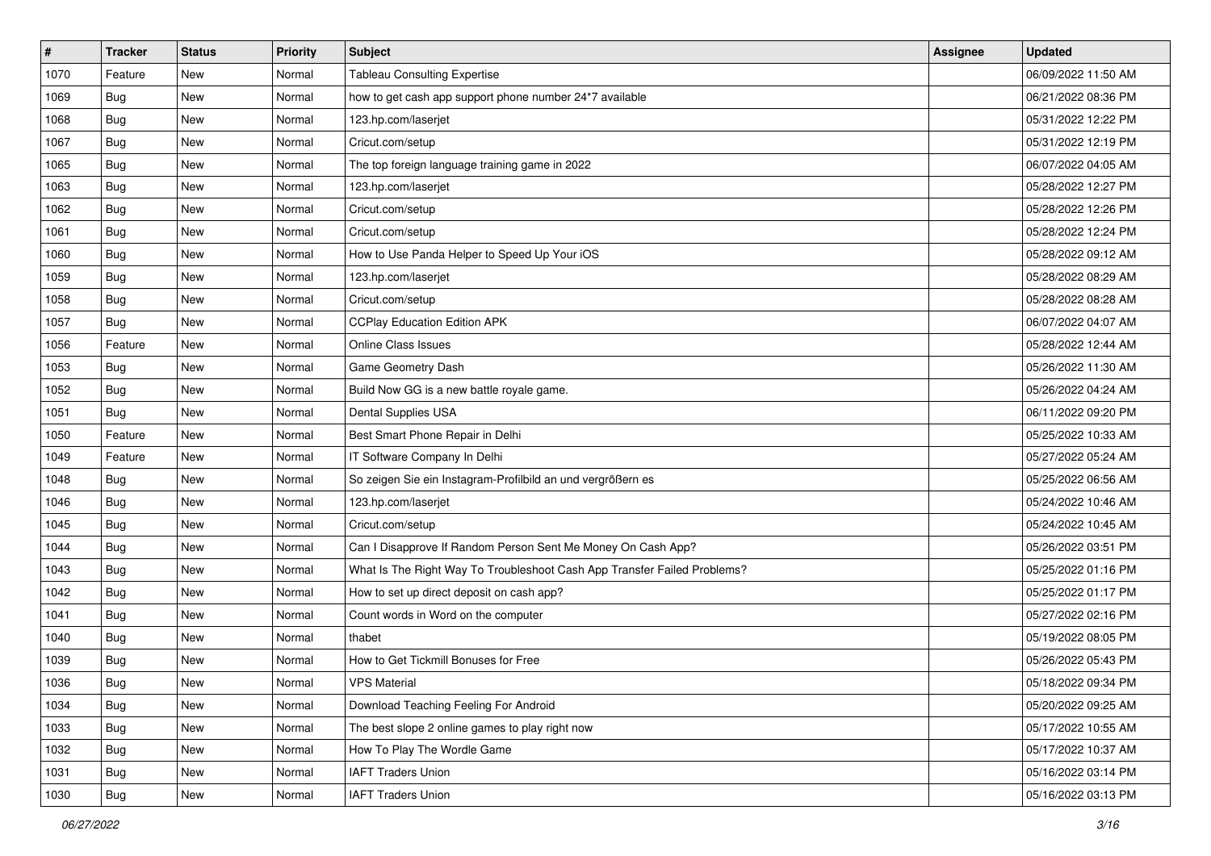| # | Tracker | Status | Priority | Subject | Assignee | Updated |
|---|---|---|---|---|---|---|
| 1070 | Feature | New | Normal | Tableau Consulting Expertise | | 06/09/2022 11:50 AM |
| 1069 | Bug | New | Normal | how to get cash app support phone number 24*7 available | | 06/21/2022 08:36 PM |
| 1068 | Bug | New | Normal | 123.hp.com/laserjet | | 05/31/2022 12:22 PM |
| 1067 | Bug | New | Normal | Cricut.com/setup | | 05/31/2022 12:19 PM |
| 1065 | Bug | New | Normal | The top foreign language training game in 2022 | | 06/07/2022 04:05 AM |
| 1063 | Bug | New | Normal | 123.hp.com/laserjet | | 05/28/2022 12:27 PM |
| 1062 | Bug | New | Normal | Cricut.com/setup | | 05/28/2022 12:26 PM |
| 1061 | Bug | New | Normal | Cricut.com/setup | | 05/28/2022 12:24 PM |
| 1060 | Bug | New | Normal | How to Use Panda Helper to Speed Up Your iOS | | 05/28/2022 09:12 AM |
| 1059 | Bug | New | Normal | 123.hp.com/laserjet | | 05/28/2022 08:29 AM |
| 1058 | Bug | New | Normal | Cricut.com/setup | | 05/28/2022 08:28 AM |
| 1057 | Bug | New | Normal | CCPlay Education Edition APK | | 06/07/2022 04:07 AM |
| 1056 | Feature | New | Normal | Online Class Issues | | 05/28/2022 12:44 AM |
| 1053 | Bug | New | Normal | Game Geometry Dash | | 05/26/2022 11:30 AM |
| 1052 | Bug | New | Normal | Build Now GG is a new battle royale game. | | 05/26/2022 04:24 AM |
| 1051 | Bug | New | Normal | Dental Supplies USA | | 06/11/2022 09:20 PM |
| 1050 | Feature | New | Normal | Best Smart Phone Repair in Delhi | | 05/25/2022 10:33 AM |
| 1049 | Feature | New | Normal | IT Software Company In Delhi | | 05/27/2022 05:24 AM |
| 1048 | Bug | New | Normal | So zeigen Sie ein Instagram-Profilbild an und vergrößern es | | 05/25/2022 06:56 AM |
| 1046 | Bug | New | Normal | 123.hp.com/laserjet | | 05/24/2022 10:46 AM |
| 1045 | Bug | New | Normal | Cricut.com/setup | | 05/24/2022 10:45 AM |
| 1044 | Bug | New | Normal | Can I Disapprove If Random Person Sent Me Money On Cash App? | | 05/26/2022 03:51 PM |
| 1043 | Bug | New | Normal | What Is The Right Way To Troubleshoot Cash App Transfer Failed Problems? | | 05/25/2022 01:16 PM |
| 1042 | Bug | New | Normal | How to set up direct deposit on cash app? | | 05/25/2022 01:17 PM |
| 1041 | Bug | New | Normal | Count words in Word on the computer | | 05/27/2022 02:16 PM |
| 1040 | Bug | New | Normal | thabet | | 05/19/2022 08:05 PM |
| 1039 | Bug | New | Normal | How to Get Tickmill Bonuses for Free | | 05/26/2022 05:43 PM |
| 1036 | Bug | New | Normal | VPS Material | | 05/18/2022 09:34 PM |
| 1034 | Bug | New | Normal | Download Teaching Feeling For Android | | 05/20/2022 09:25 AM |
| 1033 | Bug | New | Normal | The best slope 2 online games to play right now | | 05/17/2022 10:55 AM |
| 1032 | Bug | New | Normal | How To Play The Wordle Game | | 05/17/2022 10:37 AM |
| 1031 | Bug | New | Normal | IAFT Traders Union | | 05/16/2022 03:14 PM |
| 1030 | Bug | New | Normal | IAFT Traders Union | | 05/16/2022 03:13 PM |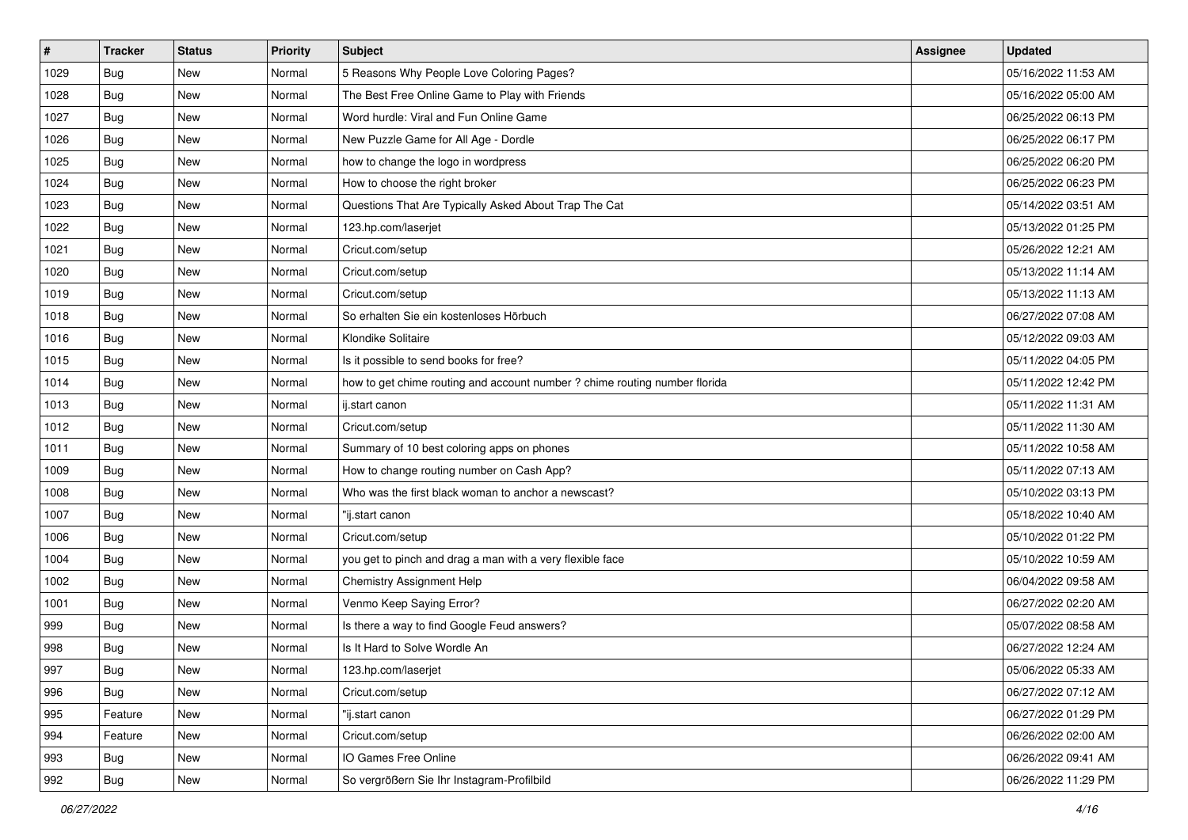| # | Tracker | Status | Priority | Subject | Assignee | Updated |
|---|---|---|---|---|---|---|
| 1029 | Bug | New | Normal | 5 Reasons Why People Love Coloring Pages? | | 05/16/2022 11:53 AM |
| 1028 | Bug | New | Normal | The Best Free Online Game to Play with Friends | | 05/16/2022 05:00 AM |
| 1027 | Bug | New | Normal | Word hurdle: Viral and Fun Online Game | | 06/25/2022 06:13 PM |
| 1026 | Bug | New | Normal | New Puzzle Game for All Age - Dordle | | 06/25/2022 06:17 PM |
| 1025 | Bug | New | Normal | how to change the logo in wordpress | | 06/25/2022 06:20 PM |
| 1024 | Bug | New | Normal | How to choose the right broker | | 06/25/2022 06:23 PM |
| 1023 | Bug | New | Normal | Questions That Are Typically Asked About Trap The Cat | | 05/14/2022 03:51 AM |
| 1022 | Bug | New | Normal | 123.hp.com/laserjet | | 05/13/2022 01:25 PM |
| 1021 | Bug | New | Normal | Cricut.com/setup | | 05/26/2022 12:21 AM |
| 1020 | Bug | New | Normal | Cricut.com/setup | | 05/13/2022 11:14 AM |
| 1019 | Bug | New | Normal | Cricut.com/setup | | 05/13/2022 11:13 AM |
| 1018 | Bug | New | Normal | So erhalten Sie ein kostenloses Hörbuch | | 06/27/2022 07:08 AM |
| 1016 | Bug | New | Normal | Klondike Solitaire | | 05/12/2022 09:03 AM |
| 1015 | Bug | New | Normal | Is it possible to send books for free? | | 05/11/2022 04:05 PM |
| 1014 | Bug | New | Normal | how to get chime routing and account number ? chime routing number florida | | 05/11/2022 12:42 PM |
| 1013 | Bug | New | Normal | ij.start canon | | 05/11/2022 11:31 AM |
| 1012 | Bug | New | Normal | Cricut.com/setup | | 05/11/2022 11:30 AM |
| 1011 | Bug | New | Normal | Summary of 10 best coloring apps on phones | | 05/11/2022 10:58 AM |
| 1009 | Bug | New | Normal | How to change routing number on Cash App? | | 05/11/2022 07:13 AM |
| 1008 | Bug | New | Normal | Who was the first black woman to anchor a newscast? | | 05/10/2022 03:13 PM |
| 1007 | Bug | New | Normal | "ij.start canon | | 05/18/2022 10:40 AM |
| 1006 | Bug | New | Normal | Cricut.com/setup | | 05/10/2022 01:22 PM |
| 1004 | Bug | New | Normal | you get to pinch and drag a man with a very flexible face | | 05/10/2022 10:59 AM |
| 1002 | Bug | New | Normal | Chemistry Assignment Help | | 06/04/2022 09:58 AM |
| 1001 | Bug | New | Normal | Venmo Keep Saying Error? | | 06/27/2022 02:20 AM |
| 999 | Bug | New | Normal | Is there a way to find Google Feud answers? | | 05/07/2022 08:58 AM |
| 998 | Bug | New | Normal | Is It Hard to Solve Wordle An | | 06/27/2022 12:24 AM |
| 997 | Bug | New | Normal | 123.hp.com/laserjet | | 05/06/2022 05:33 AM |
| 996 | Bug | New | Normal | Cricut.com/setup | | 06/27/2022 07:12 AM |
| 995 | Feature | New | Normal | "ij.start canon | | 06/27/2022 01:29 PM |
| 994 | Feature | New | Normal | Cricut.com/setup | | 06/26/2022 02:00 AM |
| 993 | Bug | New | Normal | IO Games Free Online | | 06/26/2022 09:41 AM |
| 992 | Bug | New | Normal | So vergrößern Sie Ihr Instagram-Profilbild | | 06/26/2022 11:29 PM |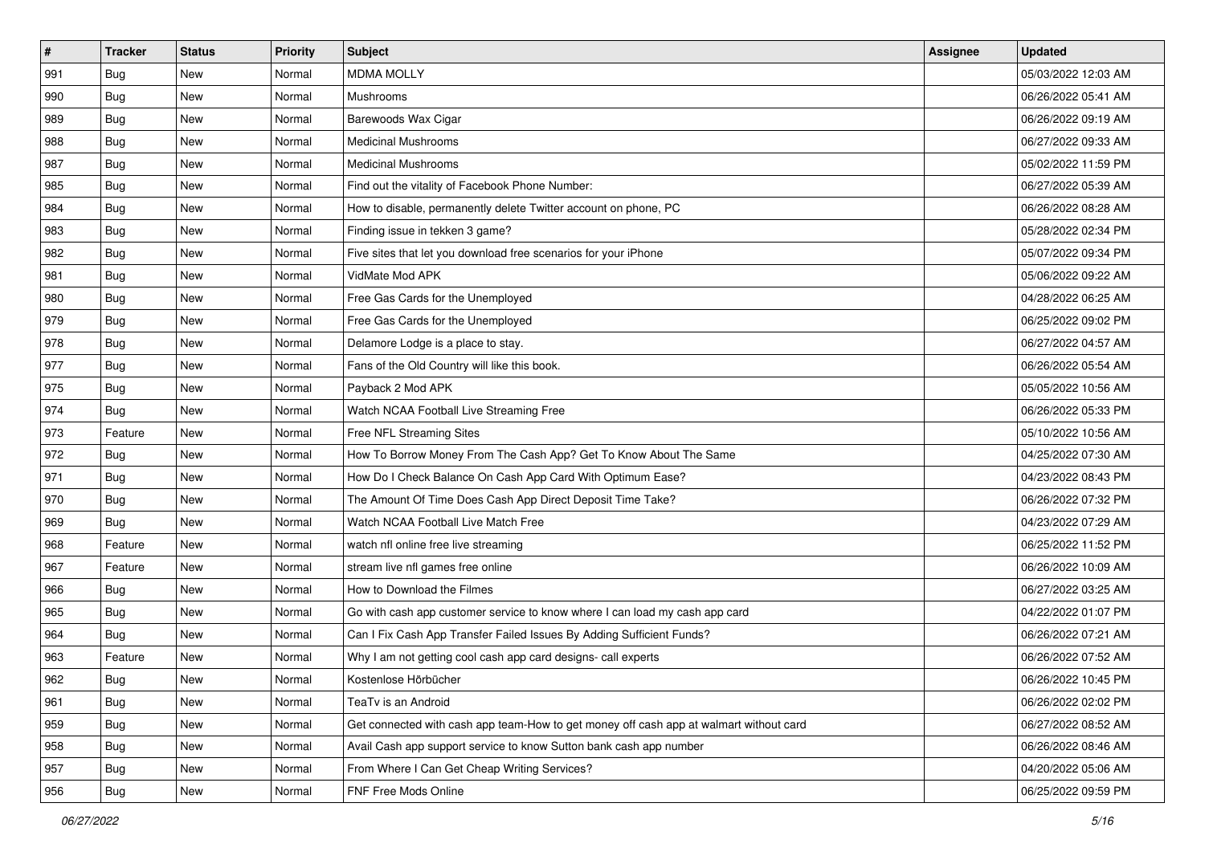| # | Tracker | Status | Priority | Subject | Assignee | Updated |
|---|---|---|---|---|---|---|
| 991 | Bug | New | Normal | MDMA MOLLY | | 05/03/2022 12:03 AM |
| 990 | Bug | New | Normal | Mushrooms | | 06/26/2022 05:41 AM |
| 989 | Bug | New | Normal | Barewoods Wax Cigar | | 06/26/2022 09:19 AM |
| 988 | Bug | New | Normal | Medicinal Mushrooms | | 06/27/2022 09:33 AM |
| 987 | Bug | New | Normal | Medicinal Mushrooms | | 05/02/2022 11:59 PM |
| 985 | Bug | New | Normal | Find out the vitality of Facebook Phone Number: | | 06/27/2022 05:39 AM |
| 984 | Bug | New | Normal | How to disable, permanently delete Twitter account on phone, PC | | 06/26/2022 08:28 AM |
| 983 | Bug | New | Normal | Finding issue in tekken 3 game? | | 05/28/2022 02:34 PM |
| 982 | Bug | New | Normal | Five sites that let you download free scenarios for your iPhone | | 05/07/2022 09:34 PM |
| 981 | Bug | New | Normal | VidMate Mod APK | | 05/06/2022 09:22 AM |
| 980 | Bug | New | Normal | Free Gas Cards for the Unemployed | | 04/28/2022 06:25 AM |
| 979 | Bug | New | Normal | Free Gas Cards for the Unemployed | | 06/25/2022 09:02 PM |
| 978 | Bug | New | Normal | Delamore Lodge is a place to stay. | | 06/27/2022 04:57 AM |
| 977 | Bug | New | Normal | Fans of the Old Country will like this book. | | 06/26/2022 05:54 AM |
| 975 | Bug | New | Normal | Payback 2 Mod APK | | 05/05/2022 10:56 AM |
| 974 | Bug | New | Normal | Watch NCAA Football Live Streaming Free | | 06/26/2022 05:33 PM |
| 973 | Feature | New | Normal | Free NFL Streaming Sites | | 05/10/2022 10:56 AM |
| 972 | Bug | New | Normal | How To Borrow Money From The Cash App? Get To Know About The Same | | 04/25/2022 07:30 AM |
| 971 | Bug | New | Normal | How Do I Check Balance On Cash App Card With Optimum Ease? | | 04/23/2022 08:43 PM |
| 970 | Bug | New | Normal | The Amount Of Time Does Cash App Direct Deposit Time Take? | | 06/26/2022 07:32 PM |
| 969 | Bug | New | Normal | Watch NCAA Football Live Match Free | | 04/23/2022 07:29 AM |
| 968 | Feature | New | Normal | watch nfl online free live streaming | | 06/25/2022 11:52 PM |
| 967 | Feature | New | Normal | stream live nfl games free online | | 06/26/2022 10:09 AM |
| 966 | Bug | New | Normal | How to Download the Filmes | | 06/27/2022 03:25 AM |
| 965 | Bug | New | Normal | Go with cash app customer service to know where I can load my cash app card | | 04/22/2022 01:07 PM |
| 964 | Bug | New | Normal | Can I Fix Cash App Transfer Failed Issues By Adding Sufficient Funds? | | 06/26/2022 07:21 AM |
| 963 | Feature | New | Normal | Why I am not getting cool cash app card designs- call experts | | 06/26/2022 07:52 AM |
| 962 | Bug | New | Normal | Kostenlose Hörbücher | | 06/26/2022 10:45 PM |
| 961 | Bug | New | Normal | TeaTv is an Android | | 06/26/2022 02:02 PM |
| 959 | Bug | New | Normal | Get connected with cash app team-How to get money off cash app at walmart without card | | 06/27/2022 08:52 AM |
| 958 | Bug | New | Normal | Avail Cash app support service to know Sutton bank cash app number | | 06/26/2022 08:46 AM |
| 957 | Bug | New | Normal | From Where I Can Get Cheap Writing Services? | | 04/20/2022 05:06 AM |
| 956 | Bug | New | Normal | FNF Free Mods Online | | 06/25/2022 09:59 PM |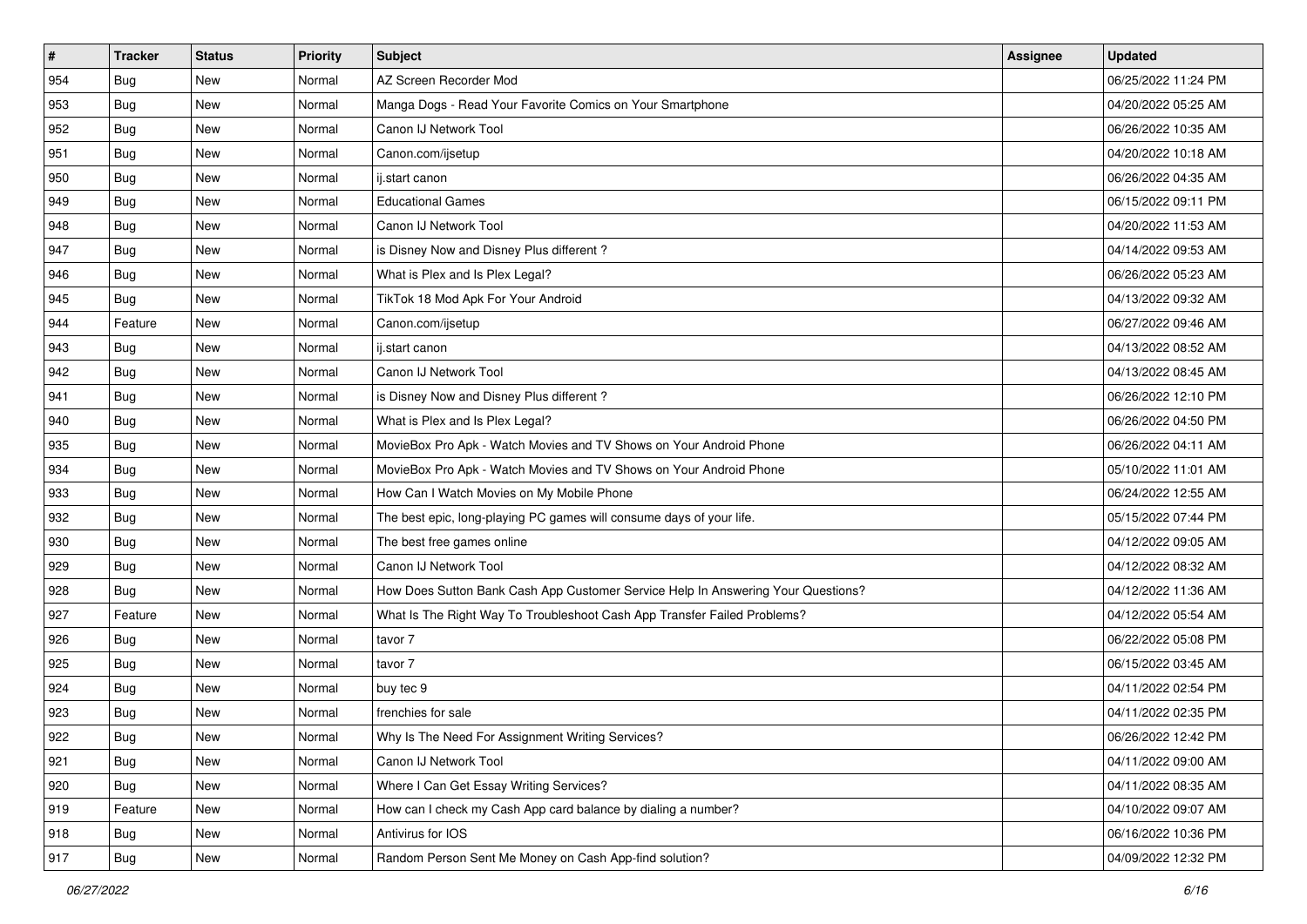| # | Tracker | Status | Priority | Subject | Assignee | Updated |
| --- | --- | --- | --- | --- | --- | --- |
| 954 | Bug | New | Normal | AZ Screen Recorder Mod | | 06/25/2022 11:24 PM |
| 953 | Bug | New | Normal | Manga Dogs - Read Your Favorite Comics on Your Smartphone | | 04/20/2022 05:25 AM |
| 952 | Bug | New | Normal | Canon IJ Network Tool | | 06/26/2022 10:35 AM |
| 951 | Bug | New | Normal | Canon.com/ijsetup | | 04/20/2022 10:18 AM |
| 950 | Bug | New | Normal | ij.start canon | | 06/26/2022 04:35 AM |
| 949 | Bug | New | Normal | Educational Games | | 06/15/2022 09:11 PM |
| 948 | Bug | New | Normal | Canon IJ Network Tool | | 04/20/2022 11:53 AM |
| 947 | Bug | New | Normal | is Disney Now and Disney Plus different ? | | 04/14/2022 09:53 AM |
| 946 | Bug | New | Normal | What is Plex and Is Plex Legal? | | 06/26/2022 05:23 AM |
| 945 | Bug | New | Normal | TikTok 18 Mod Apk For Your Android | | 04/13/2022 09:32 AM |
| 944 | Feature | New | Normal | Canon.com/ijsetup | | 06/27/2022 09:46 AM |
| 943 | Bug | New | Normal | ij.start canon | | 04/13/2022 08:52 AM |
| 942 | Bug | New | Normal | Canon IJ Network Tool | | 04/13/2022 08:45 AM |
| 941 | Bug | New | Normal | is Disney Now and Disney Plus different ? | | 06/26/2022 12:10 PM |
| 940 | Bug | New | Normal | What is Plex and Is Plex Legal? | | 06/26/2022 04:50 PM |
| 935 | Bug | New | Normal | MovieBox Pro Apk - Watch Movies and TV Shows on Your Android Phone | | 06/26/2022 04:11 AM |
| 934 | Bug | New | Normal | MovieBox Pro Apk - Watch Movies and TV Shows on Your Android Phone | | 05/10/2022 11:01 AM |
| 933 | Bug | New | Normal | How Can I Watch Movies on My Mobile Phone | | 06/24/2022 12:55 AM |
| 932 | Bug | New | Normal | The best epic, long-playing PC games will consume days of your life. | | 05/15/2022 07:44 PM |
| 930 | Bug | New | Normal | The best free games online | | 04/12/2022 09:05 AM |
| 929 | Bug | New | Normal | Canon IJ Network Tool | | 04/12/2022 08:32 AM |
| 928 | Bug | New | Normal | How Does Sutton Bank Cash App Customer Service Help In Answering Your Questions? | | 04/12/2022 11:36 AM |
| 927 | Feature | New | Normal | What Is The Right Way To Troubleshoot Cash App Transfer Failed Problems? | | 04/12/2022 05:54 AM |
| 926 | Bug | New | Normal | tavor 7 | | 06/22/2022 05:08 PM |
| 925 | Bug | New | Normal | tavor 7 | | 06/15/2022 03:45 AM |
| 924 | Bug | New | Normal | buy tec 9 | | 04/11/2022 02:54 PM |
| 923 | Bug | New | Normal | frenchies for sale | | 04/11/2022 02:35 PM |
| 922 | Bug | New | Normal | Why Is The Need For Assignment Writing Services? | | 06/26/2022 12:42 PM |
| 921 | Bug | New | Normal | Canon IJ Network Tool | | 04/11/2022 09:00 AM |
| 920 | Bug | New | Normal | Where I Can Get Essay Writing Services? | | 04/11/2022 08:35 AM |
| 919 | Feature | New | Normal | How can I check my Cash App card balance by dialing a number? | | 04/10/2022 09:07 AM |
| 918 | Bug | New | Normal | Antivirus for IOS | | 06/16/2022 10:36 PM |
| 917 | Bug | New | Normal | Random Person Sent Me Money on Cash App-find solution? | | 04/09/2022 12:32 PM |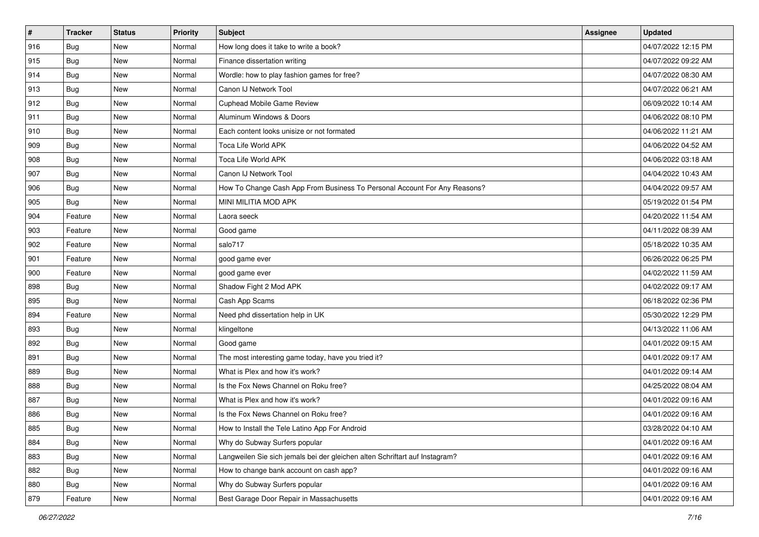| # | Tracker | Status | Priority | Subject | Assignee | Updated |
|---|---|---|---|---|---|---|
| 916 | Bug | New | Normal | How long does it take to write a book? | | 04/07/2022 12:15 PM |
| 915 | Bug | New | Normal | Finance dissertation writing | | 04/07/2022 09:22 AM |
| 914 | Bug | New | Normal | Wordle: how to play fashion games for free? | | 04/07/2022 08:30 AM |
| 913 | Bug | New | Normal | Canon IJ Network Tool | | 04/07/2022 06:21 AM |
| 912 | Bug | New | Normal | Cuphead Mobile Game Review | | 06/09/2022 10:14 AM |
| 911 | Bug | New | Normal | Aluminum Windows & Doors | | 04/06/2022 08:10 PM |
| 910 | Bug | New | Normal | Each content looks unisize or not formated | | 04/06/2022 11:21 AM |
| 909 | Bug | New | Normal | Toca Life World APK | | 04/06/2022 04:52 AM |
| 908 | Bug | New | Normal | Toca Life World APK | | 04/06/2022 03:18 AM |
| 907 | Bug | New | Normal | Canon IJ Network Tool | | 04/04/2022 10:43 AM |
| 906 | Bug | New | Normal | How To Change Cash App From Business To Personal Account For Any Reasons? | | 04/04/2022 09:57 AM |
| 905 | Bug | New | Normal | MINI MILITIA MOD APK | | 05/19/2022 01:54 PM |
| 904 | Feature | New | Normal | Laora seeck | | 04/20/2022 11:54 AM |
| 903 | Feature | New | Normal | Good game | | 04/11/2022 08:39 AM |
| 902 | Feature | New | Normal | salo717 | | 05/18/2022 10:35 AM |
| 901 | Feature | New | Normal | good game ever | | 06/26/2022 06:25 PM |
| 900 | Feature | New | Normal | good game ever | | 04/02/2022 11:59 AM |
| 898 | Bug | New | Normal | Shadow Fight 2 Mod APK | | 04/02/2022 09:17 AM |
| 895 | Bug | New | Normal | Cash App Scams | | 06/18/2022 02:36 PM |
| 894 | Feature | New | Normal | Need phd dissertation help in UK | | 05/30/2022 12:29 PM |
| 893 | Bug | New | Normal | klingeltone | | 04/13/2022 11:06 AM |
| 892 | Bug | New | Normal | Good game | | 04/01/2022 09:15 AM |
| 891 | Bug | New | Normal | The most interesting game today, have you tried it? | | 04/01/2022 09:17 AM |
| 889 | Bug | New | Normal | What is Plex and how it's work? | | 04/01/2022 09:14 AM |
| 888 | Bug | New | Normal | Is the Fox News Channel on Roku free? | | 04/25/2022 08:04 AM |
| 887 | Bug | New | Normal | What is Plex and how it's work? | | 04/01/2022 09:16 AM |
| 886 | Bug | New | Normal | Is the Fox News Channel on Roku free? | | 04/01/2022 09:16 AM |
| 885 | Bug | New | Normal | How to Install the Tele Latino App For Android | | 03/28/2022 04:10 AM |
| 884 | Bug | New | Normal | Why do Subway Surfers popular | | 04/01/2022 09:16 AM |
| 883 | Bug | New | Normal | Langweilen Sie sich jemals bei der gleichen alten Schriftart auf Instagram? | | 04/01/2022 09:16 AM |
| 882 | Bug | New | Normal | How to change bank account on cash app? | | 04/01/2022 09:16 AM |
| 880 | Bug | New | Normal | Why do Subway Surfers popular | | 04/01/2022 09:16 AM |
| 879 | Feature | New | Normal | Best Garage Door Repair in Massachusetts | | 04/01/2022 09:16 AM |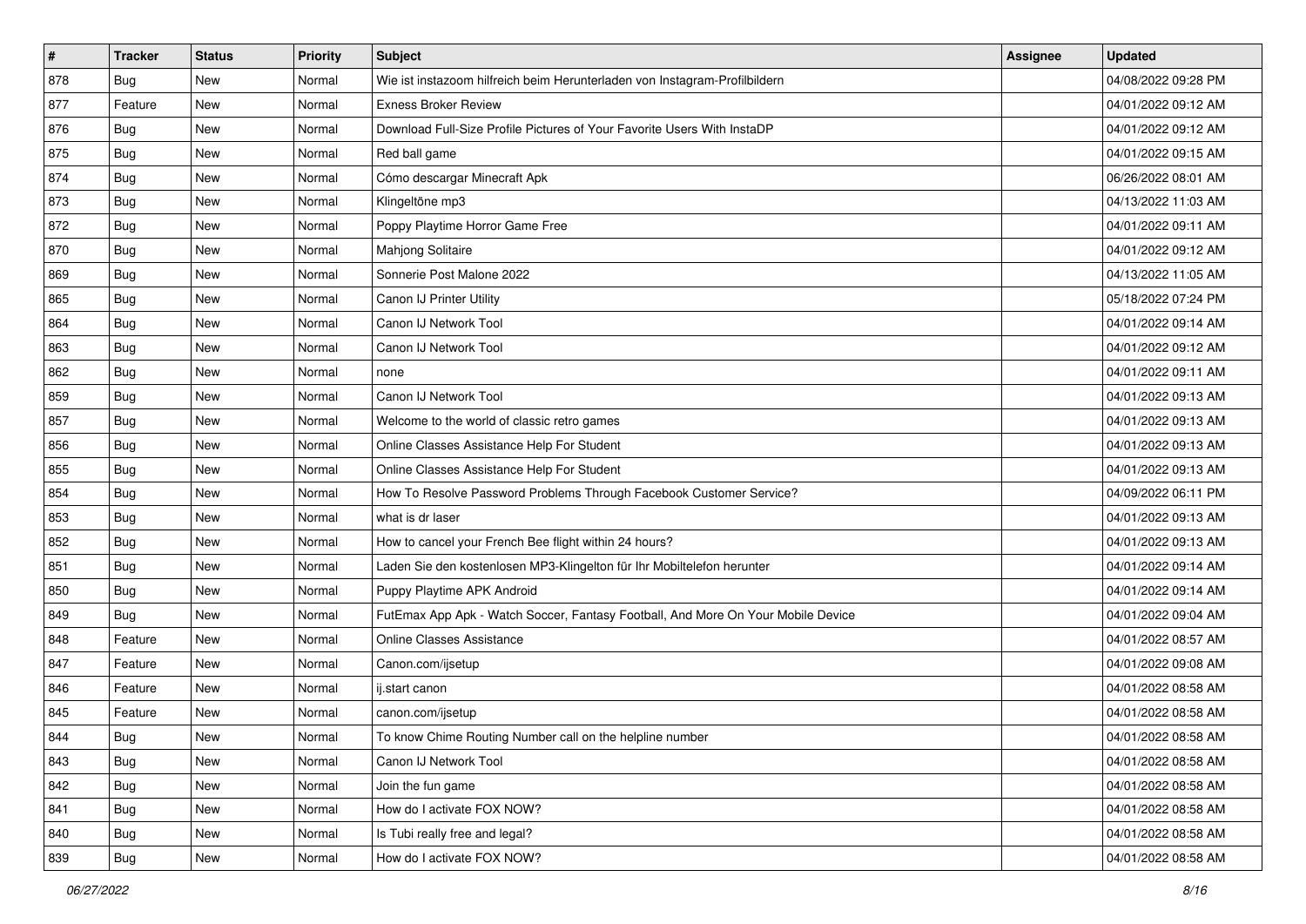| # | Tracker | Status | Priority | Subject | Assignee | Updated |
| --- | --- | --- | --- | --- | --- | --- |
| 878 | Bug | New | Normal | Wie ist instazoom hilfreich beim Herunterladen von Instagram-Profilbildern | | 04/08/2022 09:28 PM |
| 877 | Feature | New | Normal | Exness Broker Review | | 04/01/2022 09:12 AM |
| 876 | Bug | New | Normal | Download Full-Size Profile Pictures of Your Favorite Users With InstaDP | | 04/01/2022 09:12 AM |
| 875 | Bug | New | Normal | Red ball game | | 04/01/2022 09:15 AM |
| 874 | Bug | New | Normal | Cómo descargar Minecraft Apk | | 06/26/2022 08:01 AM |
| 873 | Bug | New | Normal | Klingeltöne mp3 | | 04/13/2022 11:03 AM |
| 872 | Bug | New | Normal | Poppy Playtime Horror Game Free | | 04/01/2022 09:11 AM |
| 870 | Bug | New | Normal | Mahjong Solitaire | | 04/01/2022 09:12 AM |
| 869 | Bug | New | Normal | Sonnerie Post Malone 2022 | | 04/13/2022 11:05 AM |
| 865 | Bug | New | Normal | Canon IJ Printer Utility | | 05/18/2022 07:24 PM |
| 864 | Bug | New | Normal | Canon IJ Network Tool | | 04/01/2022 09:14 AM |
| 863 | Bug | New | Normal | Canon IJ Network Tool | | 04/01/2022 09:12 AM |
| 862 | Bug | New | Normal | none | | 04/01/2022 09:11 AM |
| 859 | Bug | New | Normal | Canon IJ Network Tool | | 04/01/2022 09:13 AM |
| 857 | Bug | New | Normal | Welcome to the world of classic retro games | | 04/01/2022 09:13 AM |
| 856 | Bug | New | Normal | Online Classes Assistance Help For Student | | 04/01/2022 09:13 AM |
| 855 | Bug | New | Normal | Online Classes Assistance Help For Student | | 04/01/2022 09:13 AM |
| 854 | Bug | New | Normal | How To Resolve Password Problems Through Facebook Customer Service? | | 04/09/2022 06:11 PM |
| 853 | Bug | New | Normal | what is dr laser | | 04/01/2022 09:13 AM |
| 852 | Bug | New | Normal | How to cancel your French Bee flight within 24 hours? | | 04/01/2022 09:13 AM |
| 851 | Bug | New | Normal | Laden Sie den kostenlosen MP3-Klingelton für Ihr Mobiltelefon herunter | | 04/01/2022 09:14 AM |
| 850 | Bug | New | Normal | Puppy Playtime APK Android | | 04/01/2022 09:14 AM |
| 849 | Bug | New | Normal | FutEmax App Apk - Watch Soccer, Fantasy Football, And More On Your Mobile Device | | 04/01/2022 09:04 AM |
| 848 | Feature | New | Normal | Online Classes Assistance | | 04/01/2022 08:57 AM |
| 847 | Feature | New | Normal | Canon.com/ijsetup | | 04/01/2022 09:08 AM |
| 846 | Feature | New | Normal | ij.start canon | | 04/01/2022 08:58 AM |
| 845 | Feature | New | Normal | canon.com/ijsetup | | 04/01/2022 08:58 AM |
| 844 | Bug | New | Normal | To know Chime Routing Number call on the helpline number | | 04/01/2022 08:58 AM |
| 843 | Bug | New | Normal | Canon IJ Network Tool | | 04/01/2022 08:58 AM |
| 842 | Bug | New | Normal | Join the fun game | | 04/01/2022 08:58 AM |
| 841 | Bug | New | Normal | How do I activate FOX NOW? | | 04/01/2022 08:58 AM |
| 840 | Bug | New | Normal | Is Tubi really free and legal? | | 04/01/2022 08:58 AM |
| 839 | Bug | New | Normal | How do I activate FOX NOW? | | 04/01/2022 08:58 AM |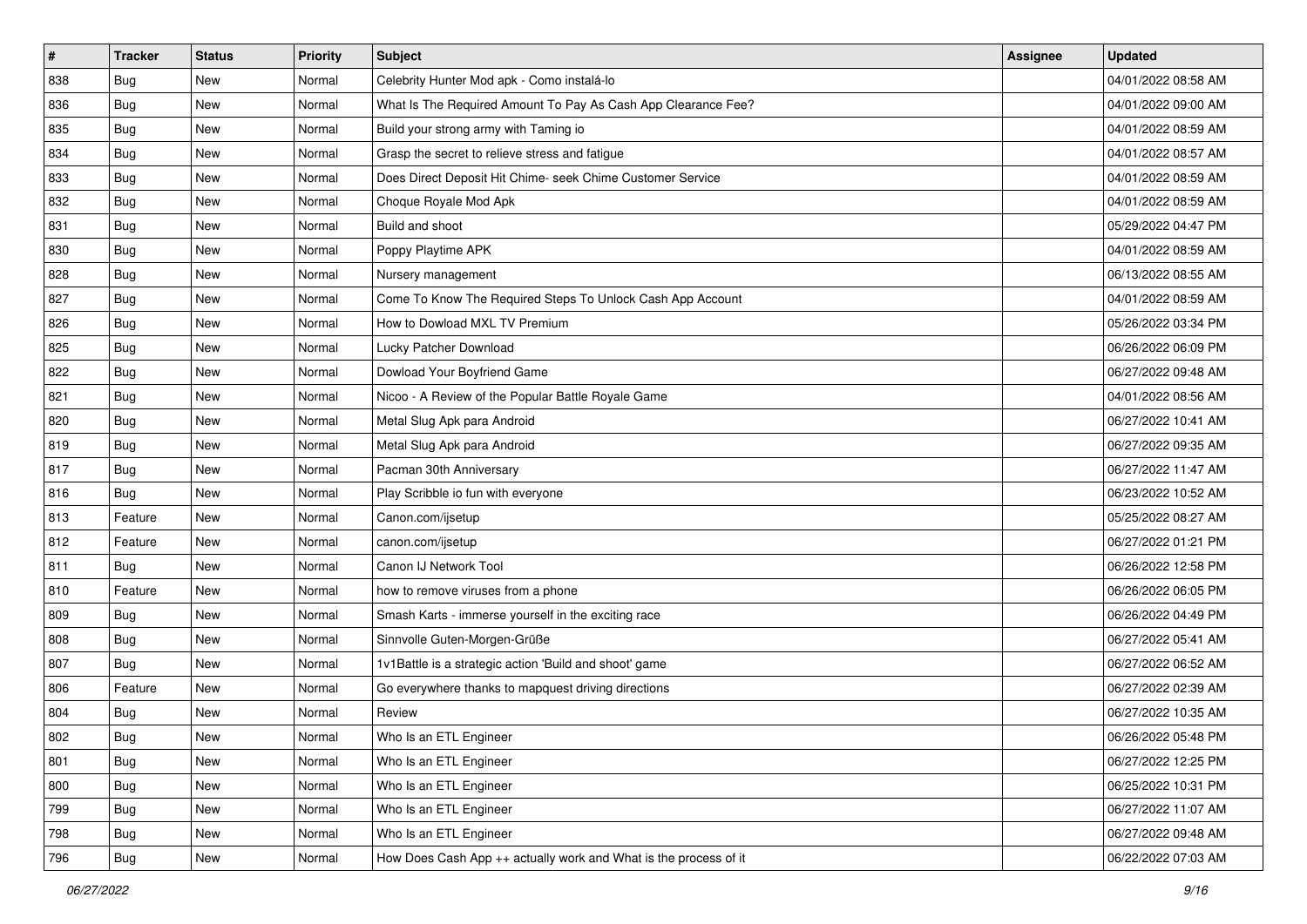| # | Tracker | Status | Priority | Subject | Assignee | Updated |
| --- | --- | --- | --- | --- | --- | --- |
| 838 | Bug | New | Normal | Celebrity Hunter Mod apk - Como instalá-lo | | 04/01/2022 08:58 AM |
| 836 | Bug | New | Normal | What Is The Required Amount To Pay As Cash App Clearance Fee? | | 04/01/2022 09:00 AM |
| 835 | Bug | New | Normal | Build your strong army with Taming io | | 04/01/2022 08:59 AM |
| 834 | Bug | New | Normal | Grasp the secret to relieve stress and fatigue | | 04/01/2022 08:57 AM |
| 833 | Bug | New | Normal | Does Direct Deposit Hit Chime- seek Chime Customer Service | | 04/01/2022 08:59 AM |
| 832 | Bug | New | Normal | Choque Royale Mod Apk | | 04/01/2022 08:59 AM |
| 831 | Bug | New | Normal | Build and shoot | | 05/29/2022 04:47 PM |
| 830 | Bug | New | Normal | Poppy Playtime APK | | 04/01/2022 08:59 AM |
| 828 | Bug | New | Normal | Nursery management | | 06/13/2022 08:55 AM |
| 827 | Bug | New | Normal | Come To Know The Required Steps To Unlock Cash App Account | | 04/01/2022 08:59 AM |
| 826 | Bug | New | Normal | How to Dowload MXL TV Premium | | 05/26/2022 03:34 PM |
| 825 | Bug | New | Normal | Lucky Patcher Download | | 06/26/2022 06:09 PM |
| 822 | Bug | New | Normal | Dowload Your Boyfriend Game | | 06/27/2022 09:48 AM |
| 821 | Bug | New | Normal | Nicoo - A Review of the Popular Battle Royale Game | | 04/01/2022 08:56 AM |
| 820 | Bug | New | Normal | Metal Slug Apk para Android | | 06/27/2022 10:41 AM |
| 819 | Bug | New | Normal | Metal Slug Apk para Android | | 06/27/2022 09:35 AM |
| 817 | Bug | New | Normal | Pacman 30th Anniversary | | 06/27/2022 11:47 AM |
| 816 | Bug | New | Normal | Play Scribble io fun with everyone | | 06/23/2022 10:52 AM |
| 813 | Feature | New | Normal | Canon.com/ijsetup | | 05/25/2022 08:27 AM |
| 812 | Feature | New | Normal | canon.com/ijsetup | | 06/27/2022 01:21 PM |
| 811 | Bug | New | Normal | Canon IJ Network Tool | | 06/26/2022 12:58 PM |
| 810 | Feature | New | Normal | how to remove viruses from a phone | | 06/26/2022 06:05 PM |
| 809 | Bug | New | Normal | Smash Karts - immerse yourself in the exciting race | | 06/26/2022 04:49 PM |
| 808 | Bug | New | Normal | Sinnvolle Guten-Morgen-Grüße | | 06/27/2022 05:41 AM |
| 807 | Bug | New | Normal | 1v1Battle is a strategic action 'Build and shoot' game | | 06/27/2022 06:52 AM |
| 806 | Feature | New | Normal | Go everywhere thanks to mapquest driving directions | | 06/27/2022 02:39 AM |
| 804 | Bug | New | Normal | Review | | 06/27/2022 10:35 AM |
| 802 | Bug | New | Normal | Who Is an ETL Engineer | | 06/26/2022 05:48 PM |
| 801 | Bug | New | Normal | Who Is an ETL Engineer | | 06/27/2022 12:25 PM |
| 800 | Bug | New | Normal | Who Is an ETL Engineer | | 06/25/2022 10:31 PM |
| 799 | Bug | New | Normal | Who Is an ETL Engineer | | 06/27/2022 11:07 AM |
| 798 | Bug | New | Normal | Who Is an ETL Engineer | | 06/27/2022 09:48 AM |
| 796 | Bug | New | Normal | How Does Cash App ++ actually work and What is the process of it | | 06/22/2022 07:03 AM |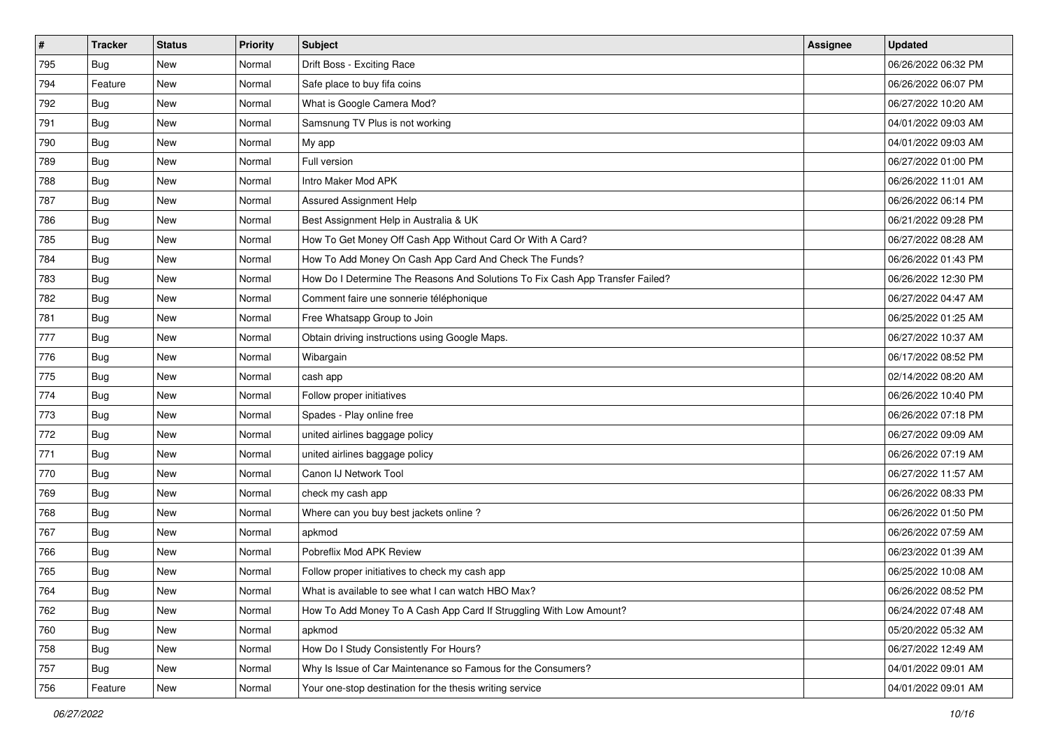| # | Tracker | Status | Priority | Subject | Assignee | Updated |
|---|---|---|---|---|---|---|
| 795 | Bug | New | Normal | Drift Boss - Exciting Race | | 06/26/2022 06:32 PM |
| 794 | Feature | New | Normal | Safe place to buy fifa coins | | 06/26/2022 06:07 PM |
| 792 | Bug | New | Normal | What is Google Camera Mod? | | 06/27/2022 10:20 AM |
| 791 | Bug | New | Normal | Samsnung TV Plus is not working | | 04/01/2022 09:03 AM |
| 790 | Bug | New | Normal | My app | | 04/01/2022 09:03 AM |
| 789 | Bug | New | Normal | Full version | | 06/27/2022 01:00 PM |
| 788 | Bug | New | Normal | Intro Maker Mod APK | | 06/26/2022 11:01 AM |
| 787 | Bug | New | Normal | Assured Assignment Help | | 06/26/2022 06:14 PM |
| 786 | Bug | New | Normal | Best Assignment Help in Australia & UK | | 06/21/2022 09:28 PM |
| 785 | Bug | New | Normal | How To Get Money Off Cash App Without Card Or With A Card? | | 06/27/2022 08:28 AM |
| 784 | Bug | New | Normal | How To Add Money On Cash App Card And Check The Funds? | | 06/26/2022 01:43 PM |
| 783 | Bug | New | Normal | How Do I Determine The Reasons And Solutions To Fix Cash App Transfer Failed? | | 06/26/2022 12:30 PM |
| 782 | Bug | New | Normal | Comment faire une sonnerie téléphonique | | 06/27/2022 04:47 AM |
| 781 | Bug | New | Normal | Free Whatsapp Group to Join | | 06/25/2022 01:25 AM |
| 777 | Bug | New | Normal | Obtain driving instructions using Google Maps. | | 06/27/2022 10:37 AM |
| 776 | Bug | New | Normal | Wibargain | | 06/17/2022 08:52 PM |
| 775 | Bug | New | Normal | cash app | | 02/14/2022 08:20 AM |
| 774 | Bug | New | Normal | Follow proper initiatives | | 06/26/2022 10:40 PM |
| 773 | Bug | New | Normal | Spades - Play online free | | 06/26/2022 07:18 PM |
| 772 | Bug | New | Normal | united airlines baggage policy | | 06/27/2022 09:09 AM |
| 771 | Bug | New | Normal | united airlines baggage policy | | 06/26/2022 07:19 AM |
| 770 | Bug | New | Normal | Canon IJ Network Tool | | 06/27/2022 11:57 AM |
| 769 | Bug | New | Normal | check my cash app | | 06/26/2022 08:33 PM |
| 768 | Bug | New | Normal | Where can you buy best jackets online ? | | 06/26/2022 01:50 PM |
| 767 | Bug | New | Normal | apkmod | | 06/26/2022 07:59 AM |
| 766 | Bug | New | Normal | Pobreflix Mod APK Review | | 06/23/2022 01:39 AM |
| 765 | Bug | New | Normal | Follow proper initiatives to check my cash app | | 06/25/2022 10:08 AM |
| 764 | Bug | New | Normal | What is available to see what I can watch HBO Max? | | 06/26/2022 08:52 PM |
| 762 | Bug | New | Normal | How To Add Money To A Cash App Card If Struggling With Low Amount? | | 06/24/2022 07:48 AM |
| 760 | Bug | New | Normal | apkmod | | 05/20/2022 05:32 AM |
| 758 | Bug | New | Normal | How Do I Study Consistently For Hours? | | 06/27/2022 12:49 AM |
| 757 | Bug | New | Normal | Why Is Issue of Car Maintenance so Famous for the Consumers? | | 04/01/2022 09:01 AM |
| 756 | Feature | New | Normal | Your one-stop destination for the thesis writing service | | 04/01/2022 09:01 AM |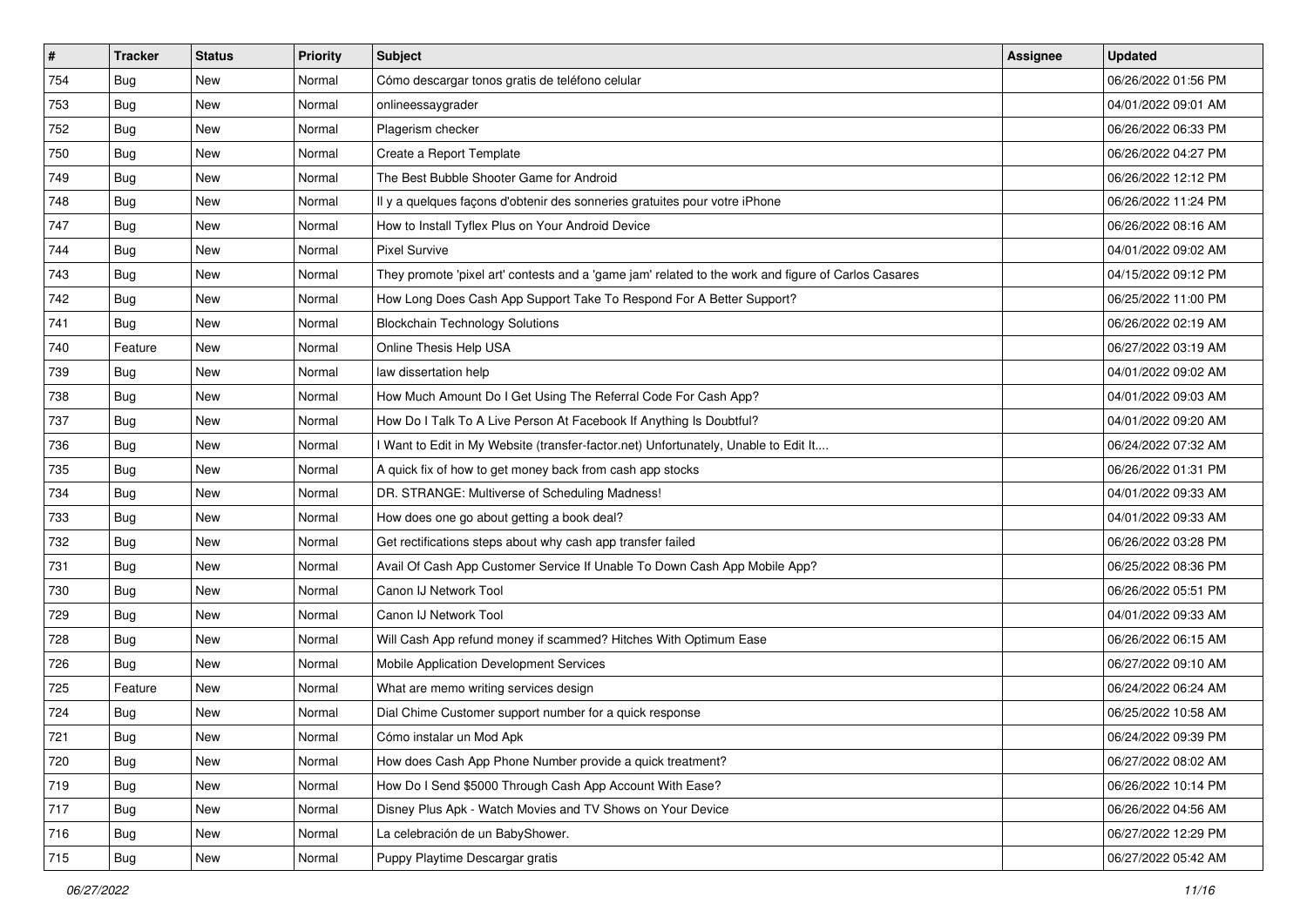| # | Tracker | Status | Priority | Subject | Assignee | Updated |
|---|---|---|---|---|---|---|
| 754 | Bug | New | Normal | Cómo descargar tonos gratis de teléfono celular | | 06/26/2022 01:56 PM |
| 753 | Bug | New | Normal | onlineessaygrader | | 04/01/2022 09:01 AM |
| 752 | Bug | New | Normal | Plagerism checker | | 06/26/2022 06:33 PM |
| 750 | Bug | New | Normal | Create a Report Template | | 06/26/2022 04:27 PM |
| 749 | Bug | New | Normal | The Best Bubble Shooter Game for Android | | 06/26/2022 12:12 PM |
| 748 | Bug | New | Normal | Il y a quelques façons d'obtenir des sonneries gratuites pour votre iPhone | | 06/26/2022 11:24 PM |
| 747 | Bug | New | Normal | How to Install Tyflex Plus on Your Android Device | | 06/26/2022 08:16 AM |
| 744 | Bug | New | Normal | Pixel Survive | | 04/01/2022 09:02 AM |
| 743 | Bug | New | Normal | They promote 'pixel art' contests and a 'game jam' related to the work and figure of Carlos Casares | | 04/15/2022 09:12 PM |
| 742 | Bug | New | Normal | How Long Does Cash App Support Take To Respond For A Better Support? | | 06/25/2022 11:00 PM |
| 741 | Bug | New | Normal | Blockchain Technology Solutions | | 06/26/2022 02:19 AM |
| 740 | Feature | New | Normal | Online Thesis Help USA | | 06/27/2022 03:19 AM |
| 739 | Bug | New | Normal | law dissertation help | | 04/01/2022 09:02 AM |
| 738 | Bug | New | Normal | How Much Amount Do I Get Using The Referral Code For Cash App? | | 04/01/2022 09:03 AM |
| 737 | Bug | New | Normal | How Do I Talk To A Live Person At Facebook If Anything Is Doubtful? | | 04/01/2022 09:20 AM |
| 736 | Bug | New | Normal | I Want to Edit in My Website (transfer-factor.net) Unfortunately, Unable to Edit It.... | | 06/24/2022 07:32 AM |
| 735 | Bug | New | Normal | A quick fix of how to get money back from cash app stocks | | 06/26/2022 01:31 PM |
| 734 | Bug | New | Normal | DR. STRANGE: Multiverse of Scheduling Madness! | | 04/01/2022 09:33 AM |
| 733 | Bug | New | Normal | How does one go about getting a book deal? | | 04/01/2022 09:33 AM |
| 732 | Bug | New | Normal | Get rectifications steps about why cash app transfer failed | | 06/26/2022 03:28 PM |
| 731 | Bug | New | Normal | Avail Of Cash App Customer Service If Unable To Down Cash App Mobile App? | | 06/25/2022 08:36 PM |
| 730 | Bug | New | Normal | Canon IJ Network Tool | | 06/26/2022 05:51 PM |
| 729 | Bug | New | Normal | Canon IJ Network Tool | | 04/01/2022 09:33 AM |
| 728 | Bug | New | Normal | Will Cash App refund money if scammed? Hitches With Optimum Ease | | 06/26/2022 06:15 AM |
| 726 | Bug | New | Normal | Mobile Application Development Services | | 06/27/2022 09:10 AM |
| 725 | Feature | New | Normal | What are memo writing services design | | 06/24/2022 06:24 AM |
| 724 | Bug | New | Normal | Dial Chime Customer support number for a quick response | | 06/25/2022 10:58 AM |
| 721 | Bug | New | Normal | Cómo instalar un Mod Apk | | 06/24/2022 09:39 PM |
| 720 | Bug | New | Normal | How does Cash App Phone Number provide a quick treatment? | | 06/27/2022 08:02 AM |
| 719 | Bug | New | Normal | How Do I Send $5000 Through Cash App Account With Ease? | | 06/26/2022 10:14 PM |
| 717 | Bug | New | Normal | Disney Plus Apk - Watch Movies and TV Shows on Your Device | | 06/26/2022 04:56 AM |
| 716 | Bug | New | Normal | La celebración de un BabyShower. | | 06/27/2022 12:29 PM |
| 715 | Bug | New | Normal | Puppy Playtime Descargar gratis | | 06/27/2022 05:42 AM |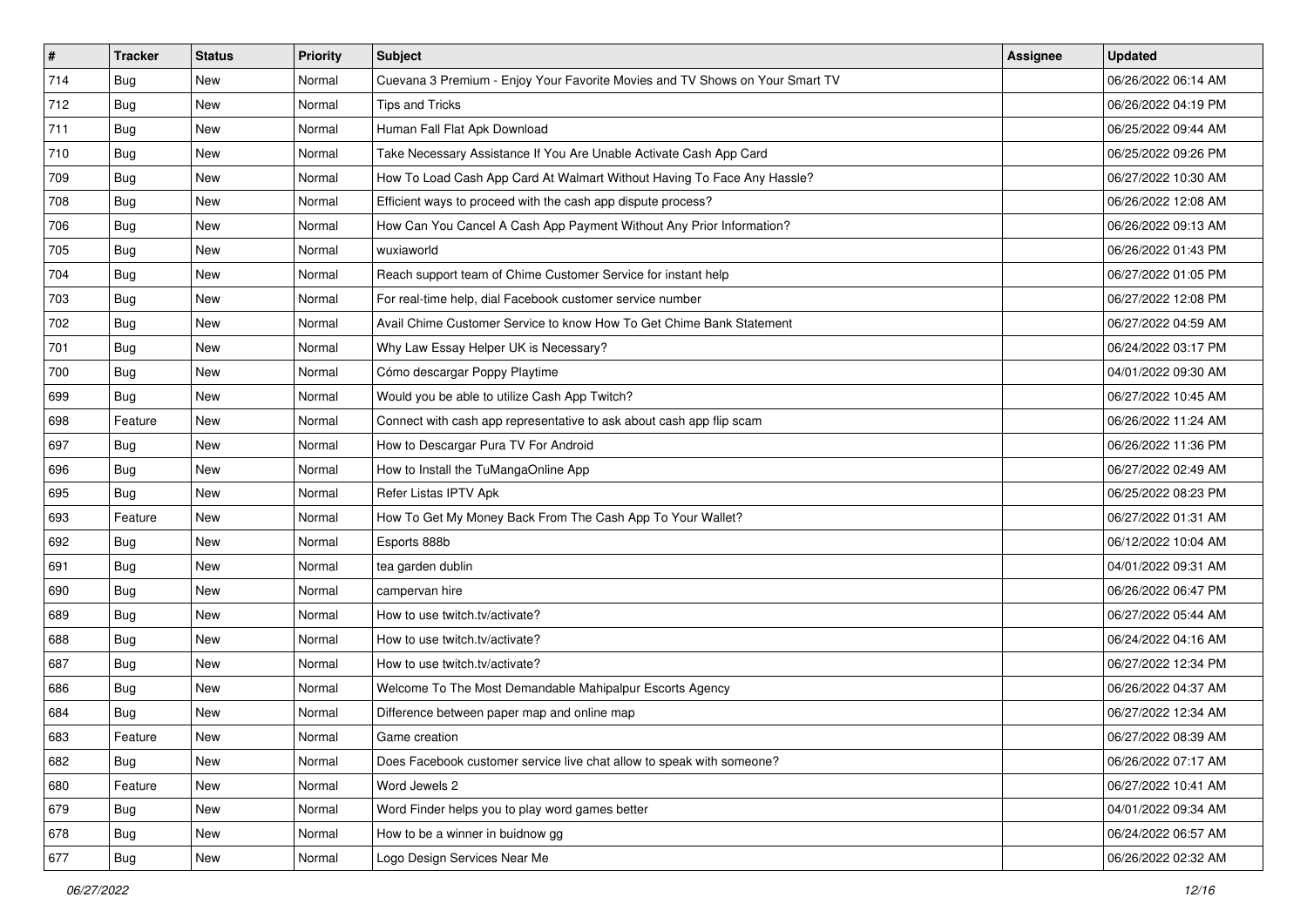| # | Tracker | Status | Priority | Subject | Assignee | Updated |
|---|---|---|---|---|---|---|
| 714 | Bug | New | Normal | Cuevana 3 Premium - Enjoy Your Favorite Movies and TV Shows on Your Smart TV | | 06/26/2022 06:14 AM |
| 712 | Bug | New | Normal | Tips and Tricks | | 06/26/2022 04:19 PM |
| 711 | Bug | New | Normal | Human Fall Flat Apk Download | | 06/25/2022 09:44 AM |
| 710 | Bug | New | Normal | Take Necessary Assistance If You Are Unable Activate Cash App Card | | 06/25/2022 09:26 PM |
| 709 | Bug | New | Normal | How To Load Cash App Card At Walmart Without Having To Face Any Hassle? | | 06/27/2022 10:30 AM |
| 708 | Bug | New | Normal | Efficient ways to proceed with the cash app dispute process? | | 06/26/2022 12:08 AM |
| 706 | Bug | New | Normal | How Can You Cancel A Cash App Payment Without Any Prior Information? | | 06/26/2022 09:13 AM |
| 705 | Bug | New | Normal | wuxiaworld | | 06/26/2022 01:43 PM |
| 704 | Bug | New | Normal | Reach support team of Chime Customer Service for instant help | | 06/27/2022 01:05 PM |
| 703 | Bug | New | Normal | For real-time help, dial Facebook customer service number | | 06/27/2022 12:08 PM |
| 702 | Bug | New | Normal | Avail Chime Customer Service to know How To Get Chime Bank Statement | | 06/27/2022 04:59 AM |
| 701 | Bug | New | Normal | Why Law Essay Helper UK is Necessary? | | 06/24/2022 03:17 PM |
| 700 | Bug | New | Normal | Cómo descargar Poppy Playtime | | 04/01/2022 09:30 AM |
| 699 | Bug | New | Normal | Would you be able to utilize Cash App Twitch? | | 06/27/2022 10:45 AM |
| 698 | Feature | New | Normal | Connect with cash app representative to ask about cash app flip scam | | 06/26/2022 11:24 AM |
| 697 | Bug | New | Normal | How to Descargar Pura TV For Android | | 06/26/2022 11:36 PM |
| 696 | Bug | New | Normal | How to Install the TuMangaOnline App | | 06/27/2022 02:49 AM |
| 695 | Bug | New | Normal | Refer Listas IPTV Apk | | 06/25/2022 08:23 PM |
| 693 | Feature | New | Normal | How To Get My Money Back From The Cash App To Your Wallet? | | 06/27/2022 01:31 AM |
| 692 | Bug | New | Normal | Esports 888b | | 06/12/2022 10:04 AM |
| 691 | Bug | New | Normal | tea garden dublin | | 04/01/2022 09:31 AM |
| 690 | Bug | New | Normal | campervan hire | | 06/26/2022 06:47 PM |
| 689 | Bug | New | Normal | How to use twitch.tv/activate? | | 06/27/2022 05:44 AM |
| 688 | Bug | New | Normal | How to use twitch.tv/activate? | | 06/24/2022 04:16 AM |
| 687 | Bug | New | Normal | How to use twitch.tv/activate? | | 06/27/2022 12:34 PM |
| 686 | Bug | New | Normal | Welcome To The Most Demandable Mahipalpur Escorts Agency | | 06/26/2022 04:37 AM |
| 684 | Bug | New | Normal | Difference between paper map and online map | | 06/27/2022 12:34 AM |
| 683 | Feature | New | Normal | Game creation | | 06/27/2022 08:39 AM |
| 682 | Bug | New | Normal | Does Facebook customer service live chat allow to speak with someone? | | 06/26/2022 07:17 AM |
| 680 | Feature | New | Normal | Word Jewels 2 | | 06/27/2022 10:41 AM |
| 679 | Bug | New | Normal | Word Finder helps you to play word games better | | 04/01/2022 09:34 AM |
| 678 | Bug | New | Normal | How to be a winner in buidnow gg | | 06/24/2022 06:57 AM |
| 677 | Bug | New | Normal | Logo Design Services Near Me | | 06/26/2022 02:32 AM |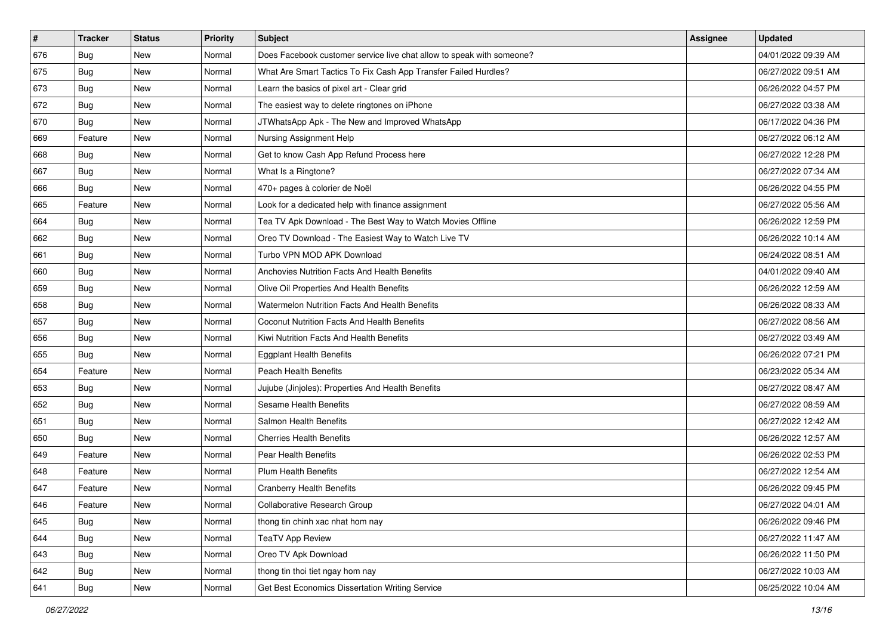| # | Tracker | Status | Priority | Subject | Assignee | Updated |
|---|---|---|---|---|---|---|
| 676 | Bug | New | Normal | Does Facebook customer service live chat allow to speak with someone? | | 04/01/2022 09:39 AM |
| 675 | Bug | New | Normal | What Are Smart Tactics To Fix Cash App Transfer Failed Hurdles? | | 06/27/2022 09:51 AM |
| 673 | Bug | New | Normal | Learn the basics of pixel art - Clear grid | | 06/26/2022 04:57 PM |
| 672 | Bug | New | Normal | The easiest way to delete ringtones on iPhone | | 06/27/2022 03:38 AM |
| 670 | Bug | New | Normal | JTWhatsApp Apk - The New and Improved WhatsApp | | 06/17/2022 04:36 PM |
| 669 | Feature | New | Normal | Nursing Assignment Help | | 06/27/2022 06:12 AM |
| 668 | Bug | New | Normal | Get to know Cash App Refund Process here | | 06/27/2022 12:28 PM |
| 667 | Bug | New | Normal | What Is a Ringtone? | | 06/27/2022 07:34 AM |
| 666 | Bug | New | Normal | 470+ pages à colorier de Noël | | 06/26/2022 04:55 PM |
| 665 | Feature | New | Normal | Look for a dedicated help with finance assignment | | 06/27/2022 05:56 AM |
| 664 | Bug | New | Normal | Tea TV Apk Download - The Best Way to Watch Movies Offline | | 06/26/2022 12:59 PM |
| 662 | Bug | New | Normal | Oreo TV Download - The Easiest Way to Watch Live TV | | 06/26/2022 10:14 AM |
| 661 | Bug | New | Normal | Turbo VPN MOD APK Download | | 06/24/2022 08:51 AM |
| 660 | Bug | New | Normal | Anchovies Nutrition Facts And Health Benefits | | 04/01/2022 09:40 AM |
| 659 | Bug | New | Normal | Olive Oil Properties And Health Benefits | | 06/26/2022 12:59 AM |
| 658 | Bug | New | Normal | Watermelon Nutrition Facts And Health Benefits | | 06/26/2022 08:33 AM |
| 657 | Bug | New | Normal | Coconut Nutrition Facts And Health Benefits | | 06/27/2022 08:56 AM |
| 656 | Bug | New | Normal | Kiwi Nutrition Facts And Health Benefits | | 06/27/2022 03:49 AM |
| 655 | Bug | New | Normal | Eggplant Health Benefits | | 06/26/2022 07:21 PM |
| 654 | Feature | New | Normal | Peach Health Benefits | | 06/23/2022 05:34 AM |
| 653 | Bug | New | Normal | Jujube (Jinjoles): Properties And Health Benefits | | 06/27/2022 08:47 AM |
| 652 | Bug | New | Normal | Sesame Health Benefits | | 06/27/2022 08:59 AM |
| 651 | Bug | New | Normal | Salmon Health Benefits | | 06/27/2022 12:42 AM |
| 650 | Bug | New | Normal | Cherries Health Benefits | | 06/26/2022 12:57 AM |
| 649 | Feature | New | Normal | Pear Health Benefits | | 06/26/2022 02:53 PM |
| 648 | Feature | New | Normal | Plum Health Benefits | | 06/27/2022 12:54 AM |
| 647 | Feature | New | Normal | Cranberry Health Benefits | | 06/26/2022 09:45 PM |
| 646 | Feature | New | Normal | Collaborative Research Group | | 06/27/2022 04:01 AM |
| 645 | Bug | New | Normal | thong tin chinh xac nhat hom nay | | 06/26/2022 09:46 PM |
| 644 | Bug | New | Normal | TeaTV App Review | | 06/27/2022 11:47 AM |
| 643 | Bug | New | Normal | Oreo TV Apk Download | | 06/26/2022 11:50 PM |
| 642 | Bug | New | Normal | thong tin thoi tiet ngay hom nay | | 06/27/2022 10:03 AM |
| 641 | Bug | New | Normal | Get Best Economics Dissertation Writing Service | | 06/25/2022 10:04 AM |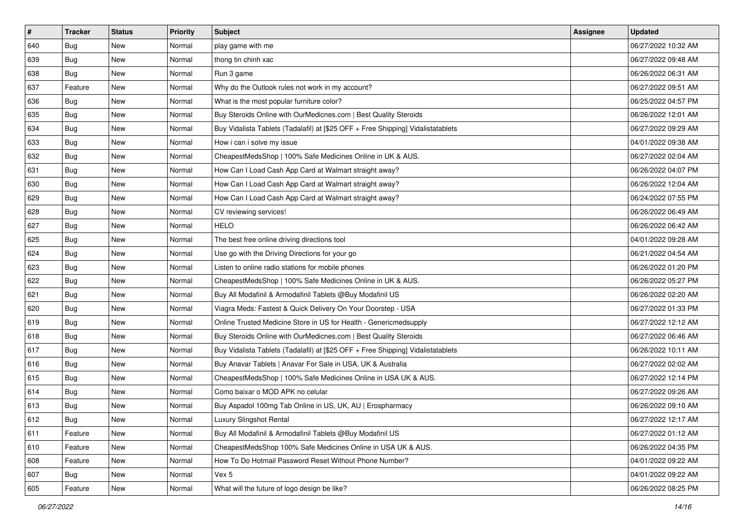| # | Tracker | Status | Priority | Subject | Assignee | Updated |
|---|---|---|---|---|---|---|
| 640 | Bug | New | Normal | play game with me | | 06/27/2022 10:32 AM |
| 639 | Bug | New | Normal | thong tin chinh xac | | 06/27/2022 09:48 AM |
| 638 | Bug | New | Normal | Run 3 game | | 06/26/2022 06:31 AM |
| 637 | Feature | New | Normal | Why do the Outlook rules not work in my account? | | 06/27/2022 09:51 AM |
| 636 | Bug | New | Normal | What is the most popular furniture color? | | 06/25/2022 04:57 PM |
| 635 | Bug | New | Normal | Buy Steroids Online with OurMedicnes.com \| Best Quality Steroids | | 06/26/2022 12:01 AM |
| 634 | Bug | New | Normal | Buy Vidalista Tablets (Tadalafil) at [$25 OFF + Free Shipping] Vidalistatablets | | 06/27/2022 09:29 AM |
| 633 | Bug | New | Normal | How i can i solve my issue | | 04/01/2022 09:38 AM |
| 632 | Bug | New | Normal | CheapestMedsShop \| 100% Safe Medicines Online in UK & AUS. | | 06/27/2022 02:04 AM |
| 631 | Bug | New | Normal | How Can I Load Cash App Card at Walmart straight away? | | 06/26/2022 04:07 PM |
| 630 | Bug | New | Normal | How Can I Load Cash App Card at Walmart straight away? | | 06/26/2022 12:04 AM |
| 629 | Bug | New | Normal | How Can I Load Cash App Card at Walmart straight away? | | 06/24/2022 07:55 PM |
| 628 | Bug | New | Normal | CV reviewing services! | | 06/26/2022 06:49 AM |
| 627 | Bug | New | Normal | HELO | | 06/26/2022 06:42 AM |
| 625 | Bug | New | Normal | The best free online driving directions tool | | 04/01/2022 09:28 AM |
| 624 | Bug | New | Normal | Use go with the Driving Directions for your go | | 06/21/2022 04:54 AM |
| 623 | Bug | New | Normal | Listen to online radio stations for mobile phones | | 06/26/2022 01:20 PM |
| 622 | Bug | New | Normal | CheapestMedsShop \| 100% Safe Medicines Online in UK & AUS. | | 06/26/2022 05:27 PM |
| 621 | Bug | New | Normal | Buy All Modafinil & Armodafinil Tablets @Buy Modafinil US | | 06/26/2022 02:20 AM |
| 620 | Bug | New | Normal | Viagra Meds: Fastest & Quick Delivery On Your Doorstep - USA | | 06/27/2022 01:33 PM |
| 619 | Bug | New | Normal | Online Trusted Medicine Store in US for Health - Genericmedsupply | | 06/27/2022 12:12 AM |
| 618 | Bug | New | Normal | Buy Steroids Online with OurMedicnes.com \| Best Quality Steroids | | 06/27/2022 06:46 AM |
| 617 | Bug | New | Normal | Buy Vidalista Tablets (Tadalafil) at [$25 OFF + Free Shipping] Vidalistatablets | | 06/26/2022 10:11 AM |
| 616 | Bug | New | Normal | Buy Anavar Tablets \| Anavar For Sale in USA, UK & Australia | | 06/27/2022 02:02 AM |
| 615 | Bug | New | Normal | CheapestMedsShop \| 100% Safe Medicines Online in USA UK & AUS. | | 06/27/2022 12:14 PM |
| 614 | Bug | New | Normal | Como baixar o MOD APK no celular | | 06/27/2022 09:26 AM |
| 613 | Bug | New | Normal | Buy Aspadol 100mg Tab Online in US, UK, AU \| Erospharmacy | | 06/26/2022 09:10 AM |
| 612 | Bug | New | Normal | Luxury Slingshot Rental | | 06/27/2022 12:17 AM |
| 611 | Feature | New | Normal | Buy All Modafinil & Armodafinil Tablets @Buy Modafinil US | | 06/27/2022 01:12 AM |
| 610 | Feature | New | Normal | CheapestMedsShop 100% Safe Medicines Online in USA UK & AUS. | | 06/26/2022 04:35 PM |
| 608 | Feature | New | Normal | How To Do Hotmail Password Reset Without Phone Number? | | 04/01/2022 09:22 AM |
| 607 | Bug | New | Normal | Vex 5 | | 04/01/2022 09:22 AM |
| 605 | Feature | New | Normal | What will the future of logo design be like? | | 06/26/2022 08:25 PM |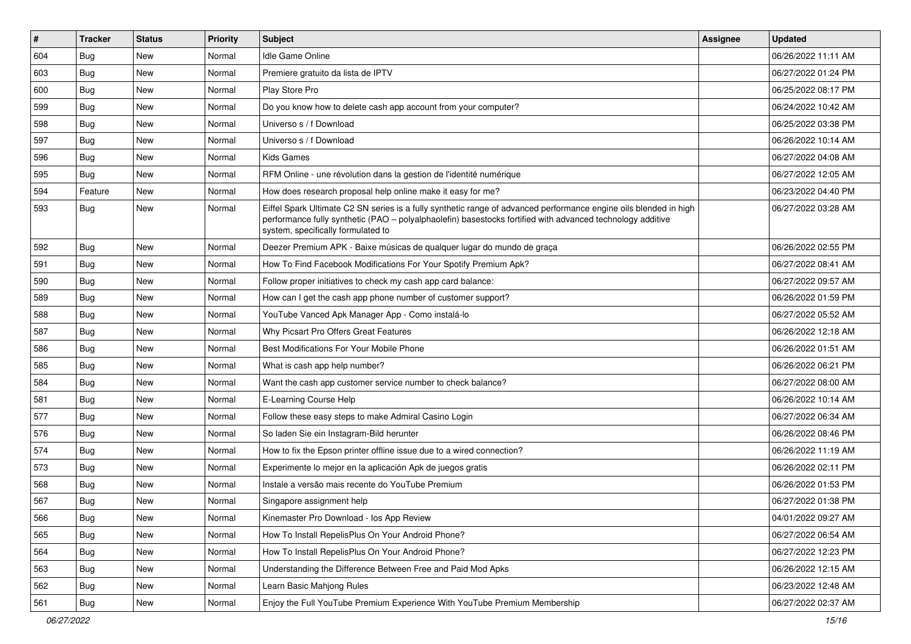| # | Tracker | Status | Priority | Subject | Assignee | Updated |
| --- | --- | --- | --- | --- | --- | --- |
| 604 | Bug | New | Normal | Idle Game Online | | 06/26/2022 11:11 AM |
| 603 | Bug | New | Normal | Premiere gratuito da lista de IPTV | | 06/27/2022 01:24 PM |
| 600 | Bug | New | Normal | Play Store Pro | | 06/25/2022 08:17 PM |
| 599 | Bug | New | Normal | Do you know how to delete cash app account from your computer? | | 06/24/2022 10:42 AM |
| 598 | Bug | New | Normal | Universo s / f Download | | 06/25/2022 03:38 PM |
| 597 | Bug | New | Normal | Universo s / f Download | | 06/26/2022 10:14 AM |
| 596 | Bug | New | Normal | Kids Games | | 06/27/2022 04:08 AM |
| 595 | Bug | New | Normal | RFM Online - une révolution dans la gestion de l'identité numérique | | 06/27/2022 12:05 AM |
| 594 | Feature | New | Normal | How does research proposal help online make it easy for me? | | 06/23/2022 04:40 PM |
| 593 | Bug | New | Normal | Eiffel Spark Ultimate C2 SN series is a fully synthetic range of advanced performance engine oils blended in high performance fully synthetic (PAO – polyalphaolefin) basestocks fortified with advanced technology additive system, specifically formulated to | | 06/27/2022 03:28 AM |
| 592 | Bug | New | Normal | Deezer Premium APK - Baixe músicas de qualquer lugar do mundo de graça | | 06/26/2022 02:55 PM |
| 591 | Bug | New | Normal | How To Find Facebook Modifications For Your Spotify Premium Apk? | | 06/27/2022 08:41 AM |
| 590 | Bug | New | Normal | Follow proper initiatives to check my cash app card balance: | | 06/27/2022 09:57 AM |
| 589 | Bug | New | Normal | How can I get the cash app phone number of customer support? | | 06/26/2022 01:59 PM |
| 588 | Bug | New | Normal | YouTube Vanced Apk Manager App - Como instalá-lo | | 06/27/2022 05:52 AM |
| 587 | Bug | New | Normal | Why Picsart Pro Offers Great Features | | 06/26/2022 12:18 AM |
| 586 | Bug | New | Normal | Best Modifications For Your Mobile Phone | | 06/26/2022 01:51 AM |
| 585 | Bug | New | Normal | What is cash app help number? | | 06/26/2022 06:21 PM |
| 584 | Bug | New | Normal | Want the cash app customer service number to check balance? | | 06/27/2022 08:00 AM |
| 581 | Bug | New | Normal | E-Learning Course Help | | 06/26/2022 10:14 AM |
| 577 | Bug | New | Normal | Follow these easy steps to make Admiral Casino Login | | 06/27/2022 06:34 AM |
| 576 | Bug | New | Normal | So laden Sie ein Instagram-Bild herunter | | 06/26/2022 08:46 PM |
| 574 | Bug | New | Normal | How to fix the Epson printer offline issue due to a wired connection? | | 06/26/2022 11:19 AM |
| 573 | Bug | New | Normal | Experimente lo mejor en la aplicación Apk de juegos gratis | | 06/26/2022 02:11 PM |
| 568 | Bug | New | Normal | Instale a versão mais recente do YouTube Premium | | 06/26/2022 01:53 PM |
| 567 | Bug | New | Normal | Singapore assignment help | | 06/27/2022 01:38 PM |
| 566 | Bug | New | Normal | Kinemaster Pro Download - Ios App Review | | 04/01/2022 09:27 AM |
| 565 | Bug | New | Normal | How To Install RepelisPlus On Your Android Phone? | | 06/27/2022 06:54 AM |
| 564 | Bug | New | Normal | How To Install RepelisPlus On Your Android Phone? | | 06/27/2022 12:23 PM |
| 563 | Bug | New | Normal | Understanding the Difference Between Free and Paid Mod Apks | | 06/26/2022 12:15 AM |
| 562 | Bug | New | Normal | Learn Basic Mahjong Rules | | 06/23/2022 12:48 AM |
| 561 | Bug | New | Normal | Enjoy the Full YouTube Premium Experience With YouTube Premium Membership | | 06/27/2022 02:37 AM |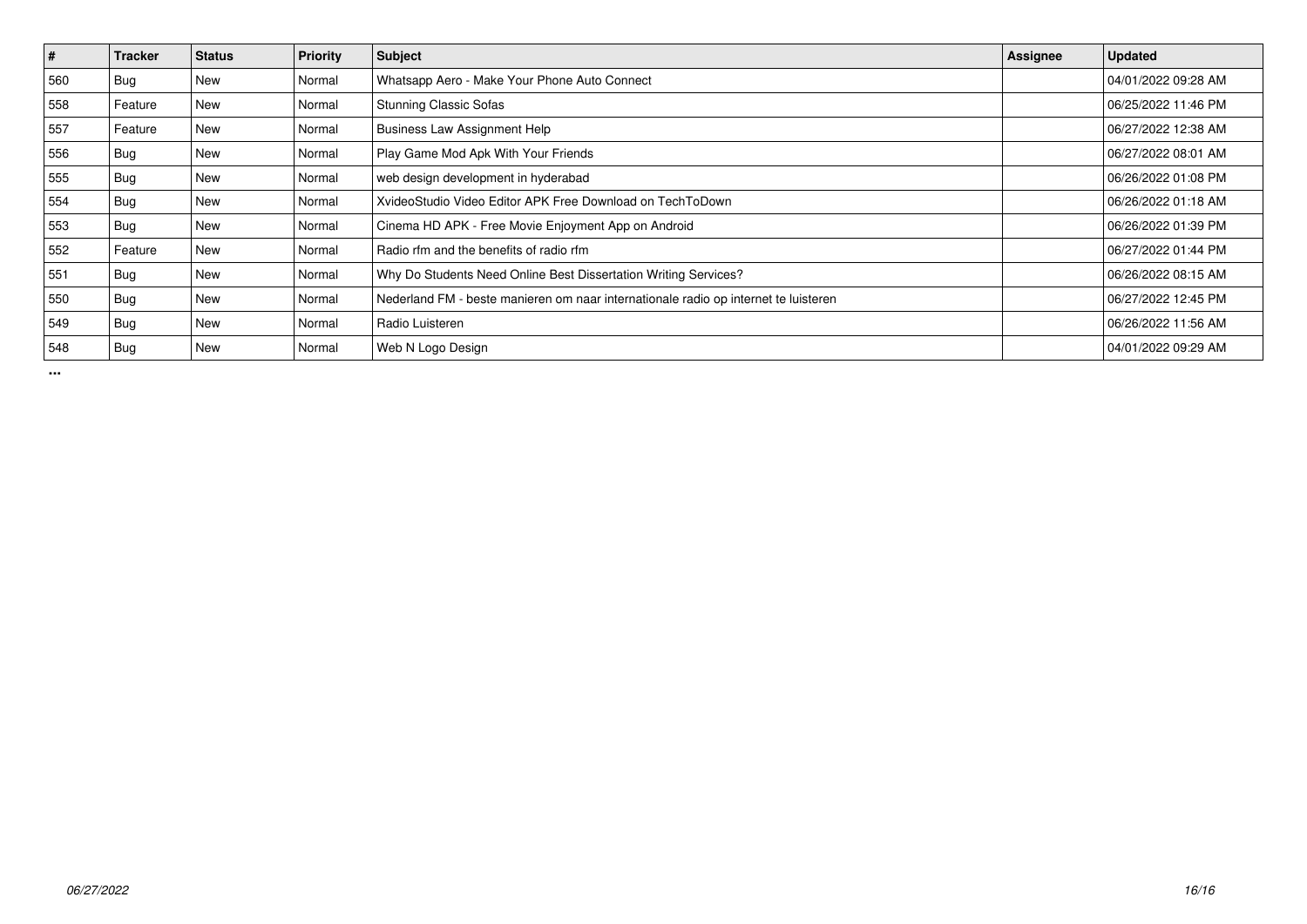| # | Tracker | Status | Priority | Subject | Assignee | Updated |
|---|---|---|---|---|---|---|
| 560 | Bug | New | Normal | Whatsapp Aero - Make Your Phone Auto Connect | | 04/01/2022 09:28 AM |
| 558 | Feature | New | Normal | Stunning Classic Sofas | | 06/25/2022 11:46 PM |
| 557 | Feature | New | Normal | Business Law Assignment Help | | 06/27/2022 12:38 AM |
| 556 | Bug | New | Normal | Play Game Mod Apk With Your Friends | | 06/27/2022 08:01 AM |
| 555 | Bug | New | Normal | web design development in hyderabad | | 06/26/2022 01:08 PM |
| 554 | Bug | New | Normal | XvideoStudio Video Editor APK Free Download on TechToDown | | 06/26/2022 01:18 AM |
| 553 | Bug | New | Normal | Cinema HD APK - Free Movie Enjoyment App on Android | | 06/26/2022 01:39 PM |
| 552 | Feature | New | Normal | Radio rfm and the benefits of radio rfm | | 06/27/2022 01:44 PM |
| 551 | Bug | New | Normal | Why Do Students Need Online Best Dissertation Writing Services? | | 06/26/2022 08:15 AM |
| 550 | Bug | New | Normal | Nederland FM - beste manieren om naar internationale radio op internet te luisteren | | 06/27/2022 12:45 PM |
| 549 | Bug | New | Normal | Radio Luisteren | | 06/26/2022 11:56 AM |
| 548 | Bug | New | Normal | Web N Logo Design | | 04/01/2022 09:29 AM |

...